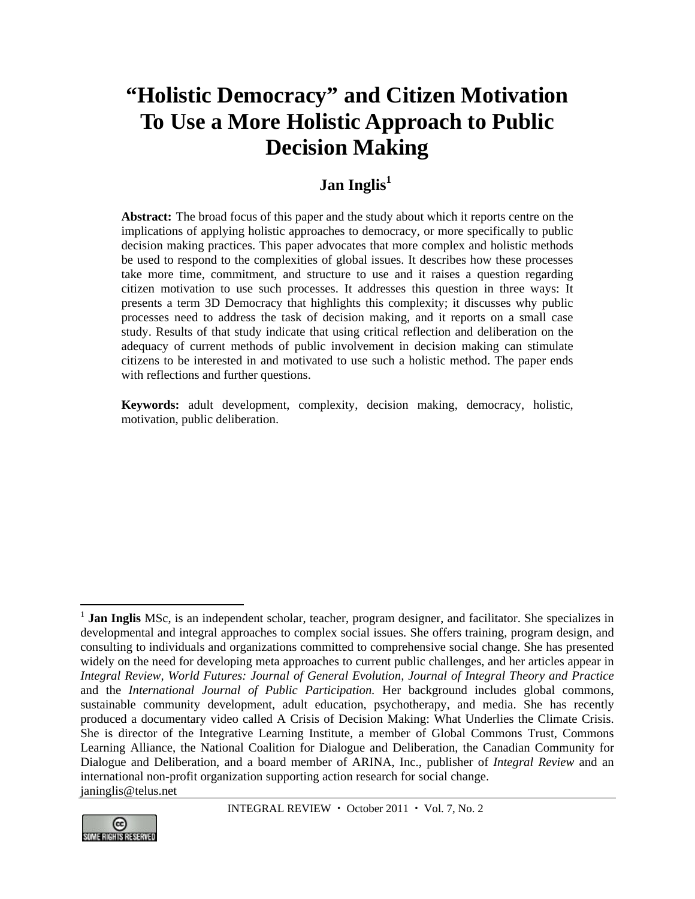# "Holistic Democracy" and Citizen Motivation To Use a More Holistic Approach to Public Decision Making

**Jan Inglis**[1]

**Abstract:** The broad focus of this paper and the study about which it reports centre on the implications of applying holistic approaches to democracy, or more specifically to public decision making practices. This paper advocates that more complex and holistic methods be used to respond to the complexities of global issues. It describes how these processes take more time, commitment, and structure to use and it raises a question regarding citizen motivation to use such processes. It addresses this question in three ways: It presents a term 3D Democracy that highlights this complexity; it discusses why public processes need to address the task of decision making, and it reports on a small case study. Results of that study indicate that using critical reflection and deliberation on the adequacy of current methods of public involvement in decision making can stimulate citizens to be interested in and motivated to use such a holistic method. The paper ends with reflections and further questions.

**Keywords:** adult development, complexity, decision making, democracy, holistic, motivation, public deliberation.

---

[1] **Jan Inglis** MSc, is an independent scholar, teacher, program designer, and facilitator. She specializes in developmental and integral approaches to complex social issues. She offers training, program design, and consulting to individuals and organizations committed to comprehensive social change. She has presented widely on the need for developing meta approaches to current public challenges, and her articles appear in *Integral Review, World Futures: Journal of General Evolution, Journal of Integral Theory and Practice* and the *International Journal of Public Participation.* Her background includes global commons, sustainable community development, adult education, psychotherapy, and media. She has recently produced a documentary video called A Crisis of Decision Making: What Underlies the Climate Crisis. She is director of the Integrative Learning Institute, a member of Global Commons Trust, Commons Learning Alliance, the National Coalition for Dialogue and Deliberation, the Canadian Community for Dialogue and Deliberation, and a board member of ARINA, Inc., publisher of *Integral Review* and an international non-profit organization supporting action research for social change.
janinglis@telus.net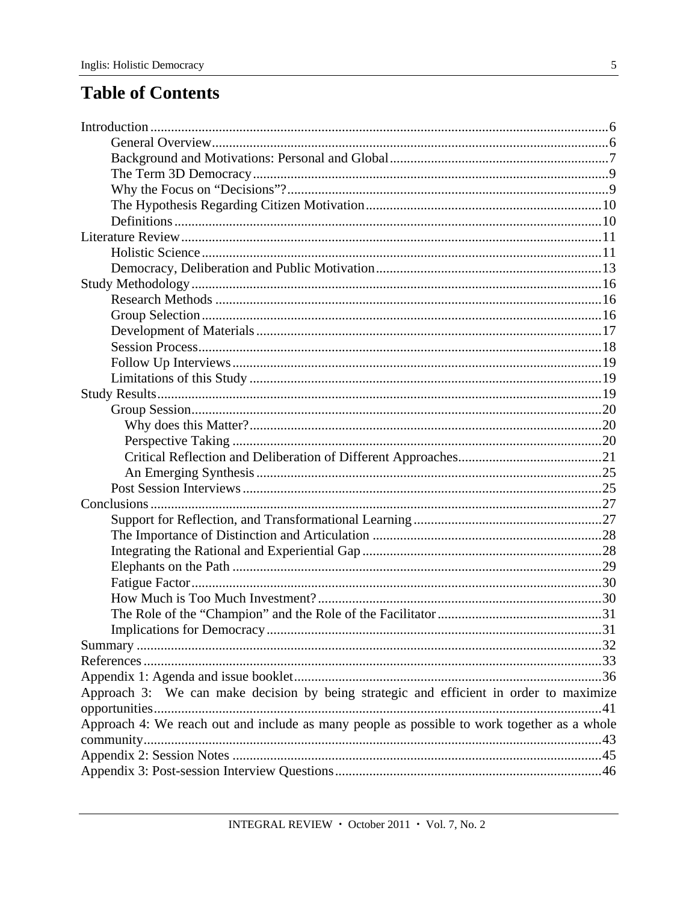# Table of Contents

- Introduction ... 6
  - General Overview ... 6
  - Background and Motivations: Personal and Global ... 7
  - The Term 3D Democracy ... 9
  - Why the Focus on "Decisions"? ... 9
  - The Hypothesis Regarding Citizen Motivation ... 10
  - Definitions ... 10
- Literature Review ... 11
  - Holistic Science ... 11
  - Democracy, Deliberation and Public Motivation ... 13
- Study Methodology ... 16
  - Research Methods ... 16
  - Group Selection ... 16
  - Development of Materials ... 17
  - Session Process ... 18
  - Follow Up Interviews ... 19
  - Limitations of this Study ... 19
- Study Results ... 19
  - Group Session ... 20
    - Why does this Matter? ... 20
    - Perspective Taking ... 20
    - Critical Reflection and Deliberation of Different Approaches ... 21
    - An Emerging Synthesis ... 25
  - Post Session Interviews ... 25
- Conclusions ... 27
  - Support for Reflection, and Transformational Learning ... 27
  - The Importance of Distinction and Articulation ... 28
  - Integrating the Rational and Experiential Gap ... 28
  - Elephants on the Path ... 29
  - Fatigue Factor ... 30
  - How Much is Too Much Investment? ... 30
  - The Role of the "Champion" and the Role of the Facilitator ... 31
  - Implications for Democracy ... 31
- Summary ... 32
- References ... 33
- Appendix 1: Agenda and issue booklet ... 36
- Approach 3: We can make decision by being strategic and efficient in order to maximize opportunities ... 41
- Approach 4: We reach out and include as many people as possible to work together as a whole community ... 43
- Appendix 2: Session Notes ... 45
- Appendix 3: Post-session Interview Questions ... 46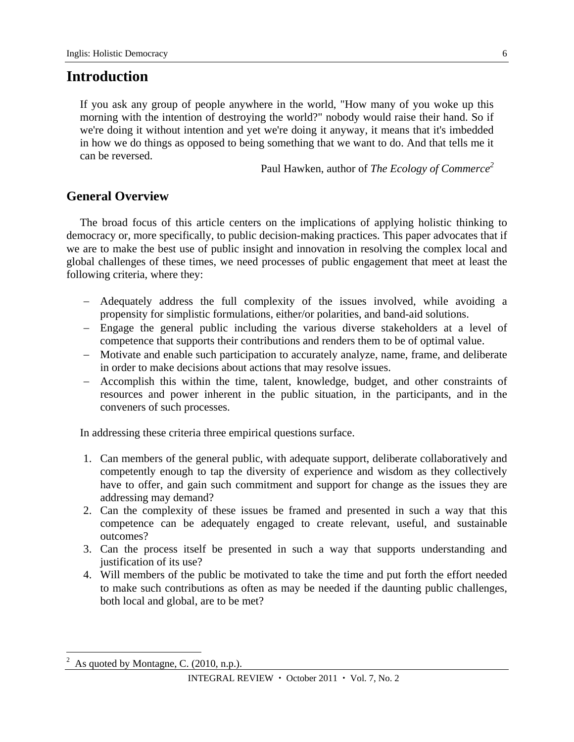# Introduction

> If you ask any group of people anywhere in the world, "How many of you woke up this morning with the intention of destroying the world?" nobody would raise their hand. So if we're doing it without intention and yet we're doing it anyway, it means that it's imbedded in how we do things as opposed to being something that we want to do. And that tells me it can be reversed.
>
> Paul Hawken, author of *The Ecology of Commerce*[2]

## General Overview

The broad focus of this article centers on the implications of applying holistic thinking to democracy or, more specifically, to public decision-making practices. This paper advocates that if we are to make the best use of public insight and innovation in resolving the complex local and global challenges of these times, we need processes of public engagement that meet at least the following criteria, where they:

- Adequately address the full complexity of the issues involved, while avoiding a propensity for simplistic formulations, either/or polarities, and band-aid solutions.
- Engage the general public including the various diverse stakeholders at a level of competence that supports their contributions and renders them to be of optimal value.
- Motivate and enable such participation to accurately analyze, name, frame, and deliberate in order to make decisions about actions that may resolve issues.
- Accomplish this within the time, talent, knowledge, budget, and other constraints of resources and power inherent in the public situation, in the participants, and in the conveners of such processes.

In addressing these criteria three empirical questions surface.

1. Can members of the general public, with adequate support, deliberate collaboratively and competently enough to tap the diversity of experience and wisdom as they collectively have to offer, and gain such commitment and support for change as the issues they are addressing may demand?
2. Can the complexity of these issues be framed and presented in such a way that this competence can be adequately engaged to create relevant, useful, and sustainable outcomes?
3. Can the process itself be presented in such a way that supports understanding and justification of its use?
4. Will members of the public be motivated to take the time and put forth the effort needed to make such contributions as often as may be needed if the daunting public challenges, both local and global, are to be met?

---

[2] As quoted by Montagne, C. (2010, n.p.).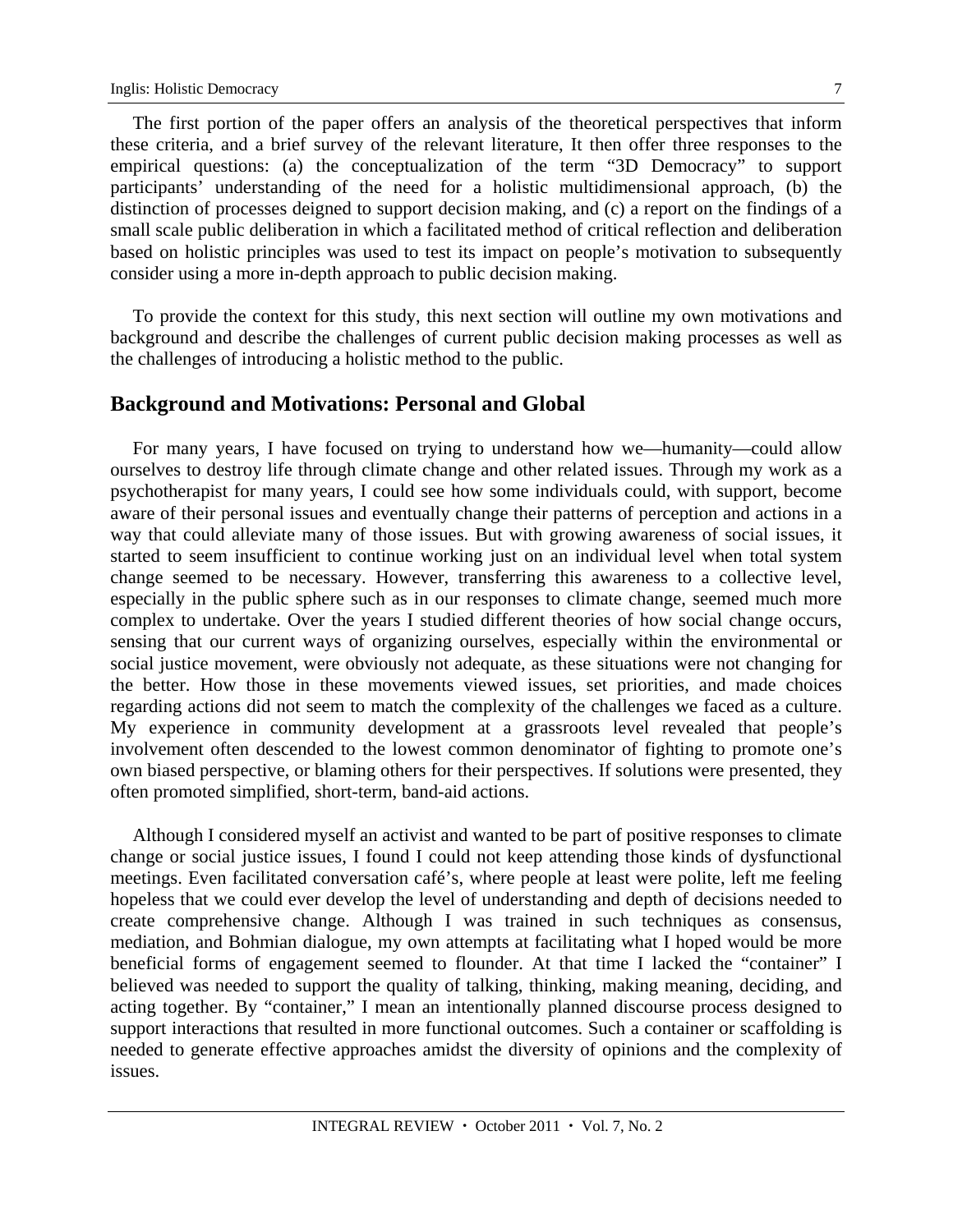The first portion of the paper offers an analysis of the theoretical perspectives that inform these criteria, and a brief survey of the relevant literature, It then offer three responses to the empirical questions: (a) the conceptualization of the term "3D Democracy" to support participants' understanding of the need for a holistic multidimensional approach, (b) the distinction of processes deigned to support decision making, and (c) a report on the findings of a small scale public deliberation in which a facilitated method of critical reflection and deliberation based on holistic principles was used to test its impact on people's motivation to subsequently consider using a more in-depth approach to public decision making.

To provide the context for this study, this next section will outline my own motivations and background and describe the challenges of current public decision making processes as well as the challenges of introducing a holistic method to the public.

## Background and Motivations: Personal and Global

For many years, I have focused on trying to understand how we—humanity—could allow ourselves to destroy life through climate change and other related issues. Through my work as a psychotherapist for many years, I could see how some individuals could, with support, become aware of their personal issues and eventually change their patterns of perception and actions in a way that could alleviate many of those issues. But with growing awareness of social issues, it started to seem insufficient to continue working just on an individual level when total system change seemed to be necessary. However, transferring this awareness to a collective level, especially in the public sphere such as in our responses to climate change, seemed much more complex to undertake. Over the years I studied different theories of how social change occurs, sensing that our current ways of organizing ourselves, especially within the environmental or social justice movement, were obviously not adequate, as these situations were not changing for the better. How those in these movements viewed issues, set priorities, and made choices regarding actions did not seem to match the complexity of the challenges we faced as a culture. My experience in community development at a grassroots level revealed that people's involvement often descended to the lowest common denominator of fighting to promote one's own biased perspective, or blaming others for their perspectives. If solutions were presented, they often promoted simplified, short-term, band-aid actions.

Although I considered myself an activist and wanted to be part of positive responses to climate change or social justice issues, I found I could not keep attending those kinds of dysfunctional meetings. Even facilitated conversation café's, where people at least were polite, left me feeling hopeless that we could ever develop the level of understanding and depth of decisions needed to create comprehensive change. Although I was trained in such techniques as consensus, mediation, and Bohmian dialogue, my own attempts at facilitating what I hoped would be more beneficial forms of engagement seemed to flounder. At that time I lacked the "container" I believed was needed to support the quality of talking, thinking, making meaning, deciding, and acting together. By "container," I mean an intentionally planned discourse process designed to support interactions that resulted in more functional outcomes. Such a container or scaffolding is needed to generate effective approaches amidst the diversity of opinions and the complexity of issues.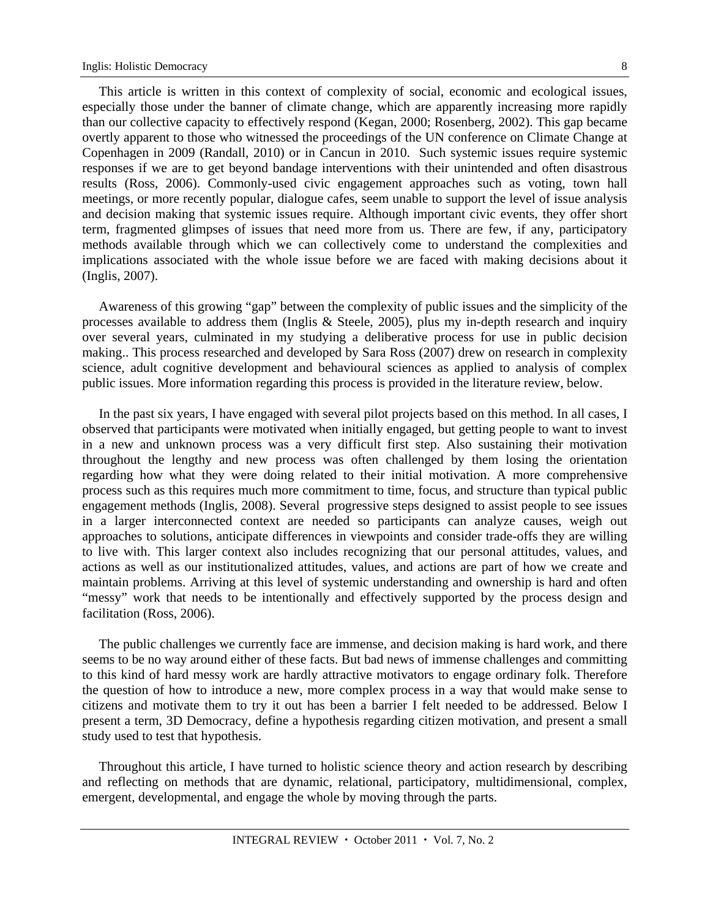This article is written in this context of complexity of social, economic and ecological issues, especially those under the banner of climate change, which are apparently increasing more rapidly than our collective capacity to effectively respond (Kegan, 2000; Rosenberg, 2002). This gap became overtly apparent to those who witnessed the proceedings of the UN conference on Climate Change at Copenhagen in 2009 (Randall, 2010) or in Cancun in 2010. Such systemic issues require systemic responses if we are to get beyond bandage interventions with their unintended and often disastrous results (Ross, 2006). Commonly-used civic engagement approaches such as voting, town hall meetings, or more recently popular, dialogue cafes, seem unable to support the level of issue analysis and decision making that systemic issues require. Although important civic events, they offer short term, fragmented glimpses of issues that need more from us. There are few, if any, participatory methods available through which we can collectively come to understand the complexities and implications associated with the whole issue before we are faced with making decisions about it (Inglis, 2007).

Awareness of this growing "gap" between the complexity of public issues and the simplicity of the processes available to address them (Inglis & Steele, 2005), plus my in-depth research and inquiry over several years, culminated in my studying a deliberative process for use in public decision making.. This process researched and developed by Sara Ross (2007) drew on research in complexity science, adult cognitive development and behavioural sciences as applied to analysis of complex public issues. More information regarding this process is provided in the literature review, below.

In the past six years, I have engaged with several pilot projects based on this method. In all cases, I observed that participants were motivated when initially engaged, but getting people to want to invest in a new and unknown process was a very difficult first step. Also sustaining their motivation throughout the lengthy and new process was often challenged by them losing the orientation regarding how what they were doing related to their initial motivation. A more comprehensive process such as this requires much more commitment to time, focus, and structure than typical public engagement methods (Inglis, 2008). Several progressive steps designed to assist people to see issues in a larger interconnected context are needed so participants can analyze causes, weigh out approaches to solutions, anticipate differences in viewpoints and consider trade-offs they are willing to live with. This larger context also includes recognizing that our personal attitudes, values, and actions as well as our institutionalized attitudes, values, and actions are part of how we create and maintain problems. Arriving at this level of systemic understanding and ownership is hard and often "messy" work that needs to be intentionally and effectively supported by the process design and facilitation (Ross, 2006).

The public challenges we currently face are immense, and decision making is hard work, and there seems to be no way around either of these facts. But bad news of immense challenges and committing to this kind of hard messy work are hardly attractive motivators to engage ordinary folk. Therefore the question of how to introduce a new, more complex process in a way that would make sense to citizens and motivate them to try it out has been a barrier I felt needed to be addressed. Below I present a term, 3D Democracy, define a hypothesis regarding citizen motivation, and present a small study used to test that hypothesis.

Throughout this article, I have turned to holistic science theory and action research by describing and reflecting on methods that are dynamic, relational, participatory, multidimensional, complex, emergent, developmental, and engage the whole by moving through the parts.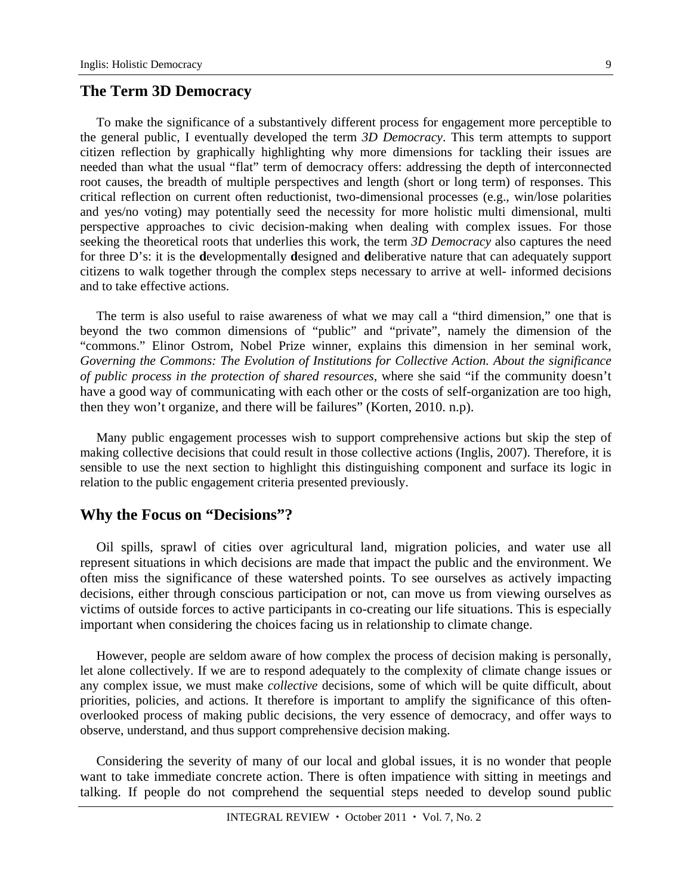## The Term 3D Democracy

To make the significance of a substantively different process for engagement more perceptible to the general public, I eventually developed the term *3D Democracy*. This term attempts to support citizen reflection by graphically highlighting why more dimensions for tackling their issues are needed than what the usual "flat" term of democracy offers: addressing the depth of interconnected root causes, the breadth of multiple perspectives and length (short or long term) of responses. This critical reflection on current often reductionist, two-dimensional processes (e.g., win/lose polarities and yes/no voting) may potentially seed the necessity for more holistic multi dimensional, multi perspective approaches to civic decision-making when dealing with complex issues. For those seeking the theoretical roots that underlies this work, the term *3D Democracy* also captures the need for three D's: it is the **d**evelopmentally **d**esigned and **d**eliberative nature that can adequately support citizens to walk together through the complex steps necessary to arrive at well- informed decisions and to take effective actions.

The term is also useful to raise awareness of what we may call a "third dimension," one that is beyond the two common dimensions of "public" and "private", namely the dimension of the "commons." Elinor Ostrom, Nobel Prize winner, explains this dimension in her seminal work, *Governing the Commons: The Evolution of Institutions for Collective Action. About the significance of public process in the protection of shared resources*, where she said "if the community doesn't have a good way of communicating with each other or the costs of self-organization are too high, then they won't organize, and there will be failures" (Korten, 2010. n.p).

Many public engagement processes wish to support comprehensive actions but skip the step of making collective decisions that could result in those collective actions (Inglis, 2007). Therefore, it is sensible to use the next section to highlight this distinguishing component and surface its logic in relation to the public engagement criteria presented previously.

## Why the Focus on "Decisions"?

Oil spills, sprawl of cities over agricultural land, migration policies, and water use all represent situations in which decisions are made that impact the public and the environment. We often miss the significance of these watershed points. To see ourselves as actively impacting decisions, either through conscious participation or not, can move us from viewing ourselves as victims of outside forces to active participants in co-creating our life situations. This is especially important when considering the choices facing us in relationship to climate change.

However, people are seldom aware of how complex the process of decision making is personally, let alone collectively. If we are to respond adequately to the complexity of climate change issues or any complex issue, we must make *collective* decisions, some of which will be quite difficult, about priorities, policies, and actions. It therefore is important to amplify the significance of this often-overlooked process of making public decisions, the very essence of democracy, and offer ways to observe, understand, and thus support comprehensive decision making.

Considering the severity of many of our local and global issues, it is no wonder that people want to take immediate concrete action. There is often impatience with sitting in meetings and talking. If people do not comprehend the sequential steps needed to develop sound public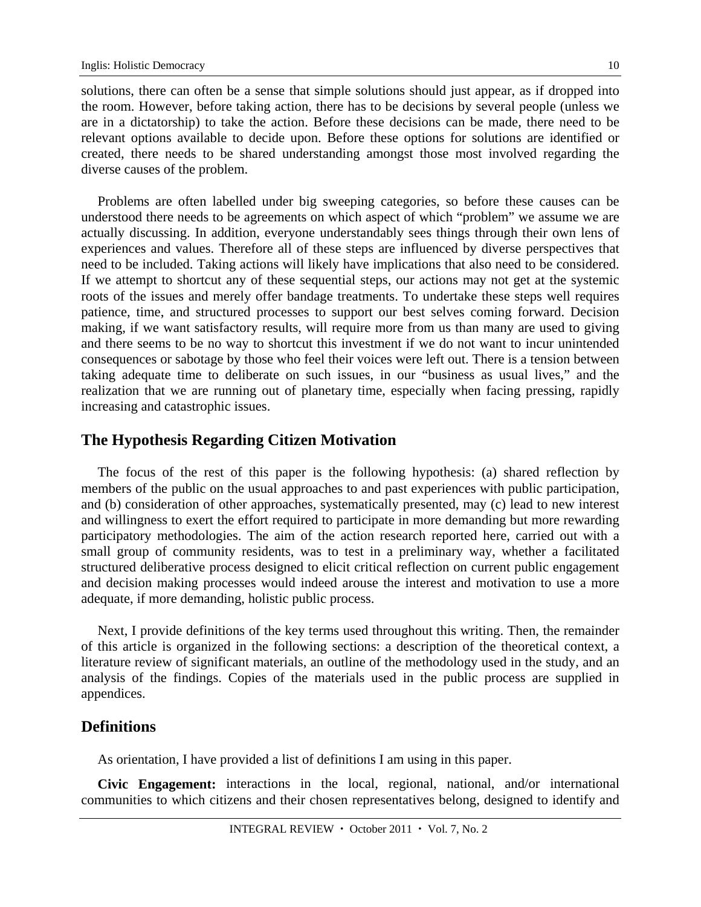solutions, there can often be a sense that simple solutions should just appear, as if dropped into the room. However, before taking action, there has to be decisions by several people (unless we are in a dictatorship) to take the action. Before these decisions can be made, there need to be relevant options available to decide upon. Before these options for solutions are identified or created, there needs to be shared understanding amongst those most involved regarding the diverse causes of the problem.

Problems are often labelled under big sweeping categories, so before these causes can be understood there needs to be agreements on which aspect of which "problem" we assume we are actually discussing. In addition, everyone understandably sees things through their own lens of experiences and values. Therefore all of these steps are influenced by diverse perspectives that need to be included. Taking actions will likely have implications that also need to be considered. If we attempt to shortcut any of these sequential steps, our actions may not get at the systemic roots of the issues and merely offer bandage treatments. To undertake these steps well requires patience, time, and structured processes to support our best selves coming forward. Decision making, if we want satisfactory results, will require more from us than many are used to giving and there seems to be no way to shortcut this investment if we do not want to incur unintended consequences or sabotage by those who feel their voices were left out. There is a tension between taking adequate time to deliberate on such issues, in our "business as usual lives," and the realization that we are running out of planetary time, especially when facing pressing, rapidly increasing and catastrophic issues.

## The Hypothesis Regarding Citizen Motivation

The focus of the rest of this paper is the following hypothesis: (a) shared reflection by members of the public on the usual approaches to and past experiences with public participation, and (b) consideration of other approaches, systematically presented, may (c) lead to new interest and willingness to exert the effort required to participate in more demanding but more rewarding participatory methodologies. The aim of the action research reported here, carried out with a small group of community residents, was to test in a preliminary way, whether a facilitated structured deliberative process designed to elicit critical reflection on current public engagement and decision making processes would indeed arouse the interest and motivation to use a more adequate, if more demanding, holistic public process.

Next, I provide definitions of the key terms used throughout this writing. Then, the remainder of this article is organized in the following sections: a description of the theoretical context, a literature review of significant materials, an outline of the methodology used in the study, and an analysis of the findings. Copies of the materials used in the public process are supplied in appendices.

## Definitions

As orientation, I have provided a list of definitions I am using in this paper.

**Civic Engagement:** interactions in the local, regional, national, and/or international communities to which citizens and their chosen representatives belong, designed to identify and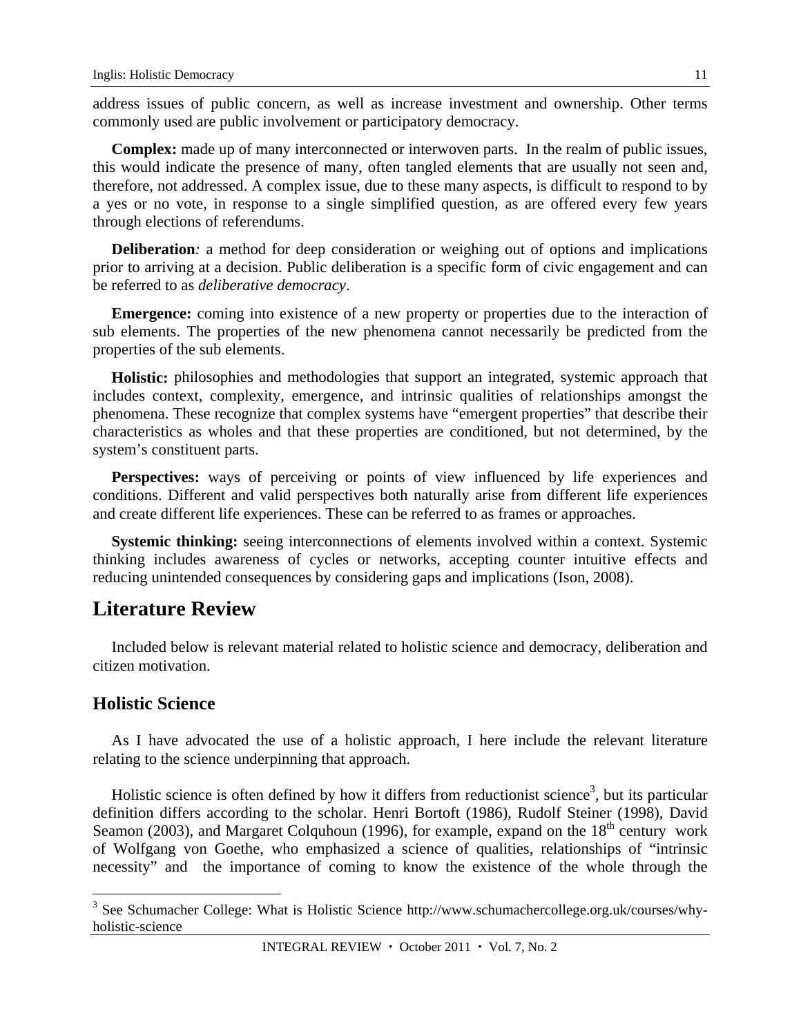address issues of public concern, as well as increase investment and ownership. Other terms commonly used are public involvement or participatory democracy.

**Complex:** made up of many interconnected or interwoven parts. In the realm of public issues, this would indicate the presence of many, often tangled elements that are usually not seen and, therefore, not addressed. A complex issue, due to these many aspects, is difficult to respond to by a yes or no vote, in response to a single simplified question, as are offered every few years through elections of referendums.

**Deliberation***:* a method for deep consideration or weighing out of options and implications prior to arriving at a decision. Public deliberation is a specific form of civic engagement and can be referred to as *deliberative democracy*.

**Emergence:** coming into existence of a new property or properties due to the interaction of sub elements. The properties of the new phenomena cannot necessarily be predicted from the properties of the sub elements.

**Holistic:** philosophies and methodologies that support an integrated, systemic approach that includes context, complexity, emergence, and intrinsic qualities of relationships amongst the phenomena. These recognize that complex systems have "emergent properties" that describe their characteristics as wholes and that these properties are conditioned, but not determined, by the system's constituent parts.

**Perspectives:** ways of perceiving or points of view influenced by life experiences and conditions. Different and valid perspectives both naturally arise from different life experiences and create different life experiences. These can be referred to as frames or approaches.

**Systemic thinking:** seeing interconnections of elements involved within a context. Systemic thinking includes awareness of cycles or networks, accepting counter intuitive effects and reducing unintended consequences by considering gaps and implications (Ison, 2008).

## Literature Review

Included below is relevant material related to holistic science and democracy, deliberation and citizen motivation.

### Holistic Science

As I have advocated the use of a holistic approach, I here include the relevant literature relating to the science underpinning that approach.

Holistic science is often defined by how it differs from reductionist science[3], but its particular definition differs according to the scholar. Henri Bortoft (1986), Rudolf Steiner (1998), David Seamon (2003), and Margaret Colquhoun (1996), for example, expand on the 18th century work of Wolfgang von Goethe, who emphasized a science of qualities, relationships of "intrinsic necessity" and the importance of coming to know the existence of the whole through the

[3] See Schumacher College: What is Holistic Science http://www.schumachercollege.org.uk/courses/why-holistic-science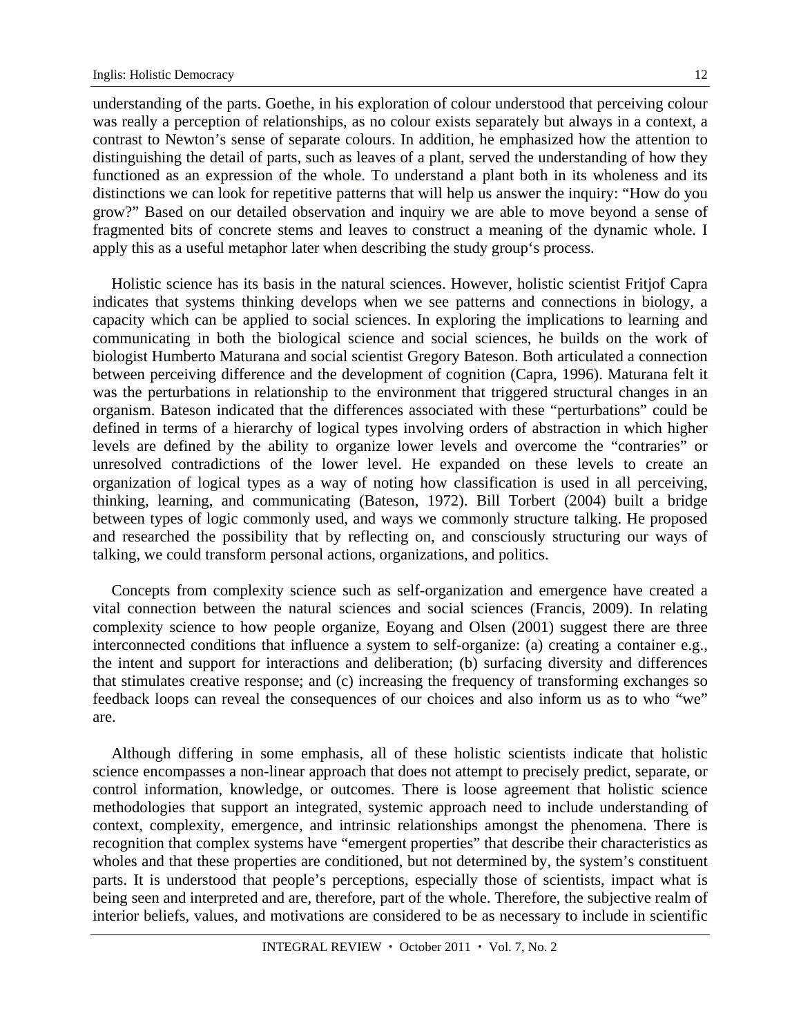understanding of the parts. Goethe, in his exploration of colour understood that perceiving colour was really a perception of relationships, as no colour exists separately but always in a context, a contrast to Newton's sense of separate colours. In addition, he emphasized how the attention to distinguishing the detail of parts, such as leaves of a plant, served the understanding of how they functioned as an expression of the whole. To understand a plant both in its wholeness and its distinctions we can look for repetitive patterns that will help us answer the inquiry: "How do you grow?" Based on our detailed observation and inquiry we are able to move beyond a sense of fragmented bits of concrete stems and leaves to construct a meaning of the dynamic whole. I apply this as a useful metaphor later when describing the study group's process.

Holistic science has its basis in the natural sciences. However, holistic scientist Fritjof Capra indicates that systems thinking develops when we see patterns and connections in biology, a capacity which can be applied to social sciences. In exploring the implications to learning and communicating in both the biological science and social sciences, he builds on the work of biologist Humberto Maturana and social scientist Gregory Bateson. Both articulated a connection between perceiving difference and the development of cognition (Capra, 1996). Maturana felt it was the perturbations in relationship to the environment that triggered structural changes in an organism. Bateson indicated that the differences associated with these "perturbations" could be defined in terms of a hierarchy of logical types involving orders of abstraction in which higher levels are defined by the ability to organize lower levels and overcome the "contraries" or unresolved contradictions of the lower level. He expanded on these levels to create an organization of logical types as a way of noting how classification is used in all perceiving, thinking, learning, and communicating (Bateson, 1972). Bill Torbert (2004) built a bridge between types of logic commonly used, and ways we commonly structure talking. He proposed and researched the possibility that by reflecting on, and consciously structuring our ways of talking, we could transform personal actions, organizations, and politics.

Concepts from complexity science such as self-organization and emergence have created a vital connection between the natural sciences and social sciences (Francis, 2009). In relating complexity science to how people organize, Eoyang and Olsen (2001) suggest there are three interconnected conditions that influence a system to self-organize: (a) creating a container e.g., the intent and support for interactions and deliberation; (b) surfacing diversity and differences that stimulates creative response; and (c) increasing the frequency of transforming exchanges so feedback loops can reveal the consequences of our choices and also inform us as to who "we" are.

Although differing in some emphasis, all of these holistic scientists indicate that holistic science encompasses a non-linear approach that does not attempt to precisely predict, separate, or control information, knowledge, or outcomes. There is loose agreement that holistic science methodologies that support an integrated, systemic approach need to include understanding of context, complexity, emergence, and intrinsic relationships amongst the phenomena. There is recognition that complex systems have "emergent properties" that describe their characteristics as wholes and that these properties are conditioned, but not determined by, the system's constituent parts. It is understood that people's perceptions, especially those of scientists, impact what is being seen and interpreted and are, therefore, part of the whole. Therefore, the subjective realm of interior beliefs, values, and motivations are considered to be as necessary to include in scientific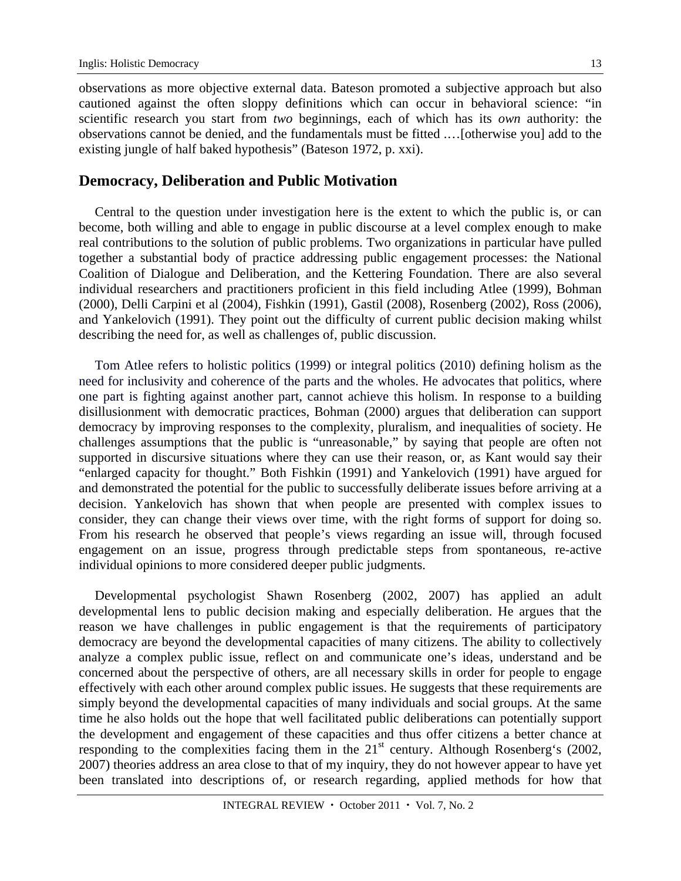observations as more objective external data. Bateson promoted a subjective approach but also cautioned against the often sloppy definitions which can occur in behavioral science: "in scientific research you start from *two* beginnings, each of which has its *own* authority: the observations cannot be denied, and the fundamentals must be fitted .…[otherwise you] add to the existing jungle of half baked hypothesis" (Bateson 1972, p. xxi).

## Democracy, Deliberation and Public Motivation

Central to the question under investigation here is the extent to which the public is, or can become, both willing and able to engage in public discourse at a level complex enough to make real contributions to the solution of public problems. Two organizations in particular have pulled together a substantial body of practice addressing public engagement processes: the National Coalition of Dialogue and Deliberation, and the Kettering Foundation. There are also several individual researchers and practitioners proficient in this field including Atlee (1999), Bohman (2000), Delli Carpini et al (2004), Fishkin (1991), Gastil (2008), Rosenberg (2002), Ross (2006), and Yankelovich (1991). They point out the difficulty of current public decision making whilst describing the need for, as well as challenges of, public discussion.

Tom Atlee refers to holistic politics (1999) or integral politics (2010) defining holism as the need for inclusivity and coherence of the parts and the wholes. He advocates that politics, where one part is fighting against another part, cannot achieve this holism. In response to a building disillusionment with democratic practices, Bohman (2000) argues that deliberation can support democracy by improving responses to the complexity, pluralism, and inequalities of society. He challenges assumptions that the public is "unreasonable," by saying that people are often not supported in discursive situations where they can use their reason, or, as Kant would say their "enlarged capacity for thought." Both Fishkin (1991) and Yankelovich (1991) have argued for and demonstrated the potential for the public to successfully deliberate issues before arriving at a decision. Yankelovich has shown that when people are presented with complex issues to consider, they can change their views over time, with the right forms of support for doing so. From his research he observed that people's views regarding an issue will, through focused engagement on an issue, progress through predictable steps from spontaneous, re-active individual opinions to more considered deeper public judgments.

Developmental psychologist Shawn Rosenberg (2002, 2007) has applied an adult developmental lens to public decision making and especially deliberation. He argues that the reason we have challenges in public engagement is that the requirements of participatory democracy are beyond the developmental capacities of many citizens. The ability to collectively analyze a complex public issue, reflect on and communicate one's ideas, understand and be concerned about the perspective of others, are all necessary skills in order for people to engage effectively with each other around complex public issues. He suggests that these requirements are simply beyond the developmental capacities of many individuals and social groups. At the same time he also holds out the hope that well facilitated public deliberations can potentially support the development and engagement of these capacities and thus offer citizens a better chance at responding to the complexities facing them in the 21st century. Although Rosenberg's (2002, 2007) theories address an area close to that of my inquiry, they do not however appear to have yet been translated into descriptions of, or research regarding, applied methods for how that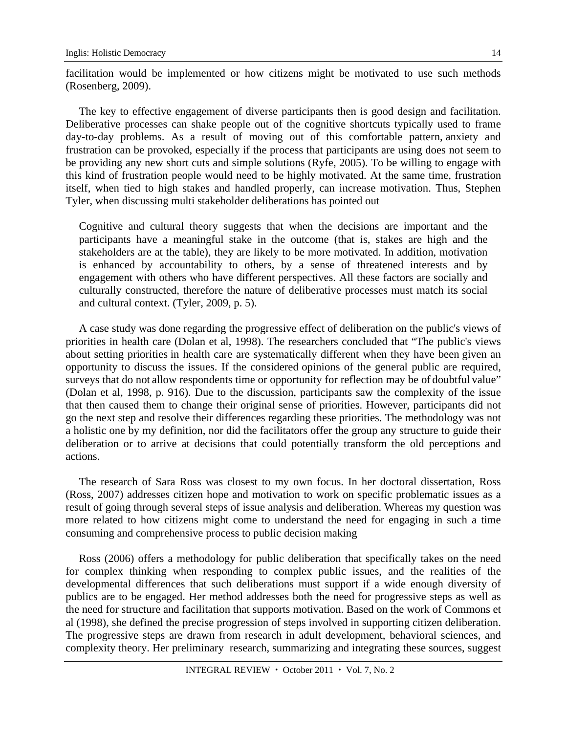facilitation would be implemented or how citizens might be motivated to use such methods (Rosenberg, 2009).

The key to effective engagement of diverse participants then is good design and facilitation. Deliberative processes can shake people out of the cognitive shortcuts typically used to frame day-to-day problems. As a result of moving out of this comfortable pattern, anxiety and frustration can be provoked, especially if the process that participants are using does not seem to be providing any new short cuts and simple solutions (Ryfe, 2005). To be willing to engage with this kind of frustration people would need to be highly motivated. At the same time, frustration itself, when tied to high stakes and handled properly, can increase motivation. Thus, Stephen Tyler, when discussing multi stakeholder deliberations has pointed out

> Cognitive and cultural theory suggests that when the decisions are important and the participants have a meaningful stake in the outcome (that is, stakes are high and the stakeholders are at the table), they are likely to be more motivated. In addition, motivation is enhanced by accountability to others, by a sense of threatened interests and by engagement with others who have different perspectives. All these factors are socially and culturally constructed, therefore the nature of deliberative processes must match its social and cultural context. (Tyler, 2009, p. 5).

A case study was done regarding the progressive effect of deliberation on the public's views of priorities in health care (Dolan et al, 1998). The researchers concluded that "The public's views about setting priorities in health care are systematically different when they have been given an opportunity to discuss the issues. If the considered opinions of the general public are required, surveys that do not allow respondents time or opportunity for reflection may be of doubtful value" (Dolan et al, 1998, p. 916). Due to the discussion, participants saw the complexity of the issue that then caused them to change their original sense of priorities. However, participants did not go the next step and resolve their differences regarding these priorities. The methodology was not a holistic one by my definition, nor did the facilitators offer the group any structure to guide their deliberation or to arrive at decisions that could potentially transform the old perceptions and actions.

The research of Sara Ross was closest to my own focus. In her doctoral dissertation, Ross (Ross, 2007) addresses citizen hope and motivation to work on specific problematic issues as a result of going through several steps of issue analysis and deliberation. Whereas my question was more related to how citizens might come to understand the need for engaging in such a time consuming and comprehensive process to public decision making

Ross (2006) offers a methodology for public deliberation that specifically takes on the need for complex thinking when responding to complex public issues, and the realities of the developmental differences that such deliberations must support if a wide enough diversity of publics are to be engaged. Her method addresses both the need for progressive steps as well as the need for structure and facilitation that supports motivation. Based on the work of Commons et al (1998), she defined the precise progression of steps involved in supporting citizen deliberation. The progressive steps are drawn from research in adult development, behavioral sciences, and complexity theory. Her preliminary research, summarizing and integrating these sources, suggest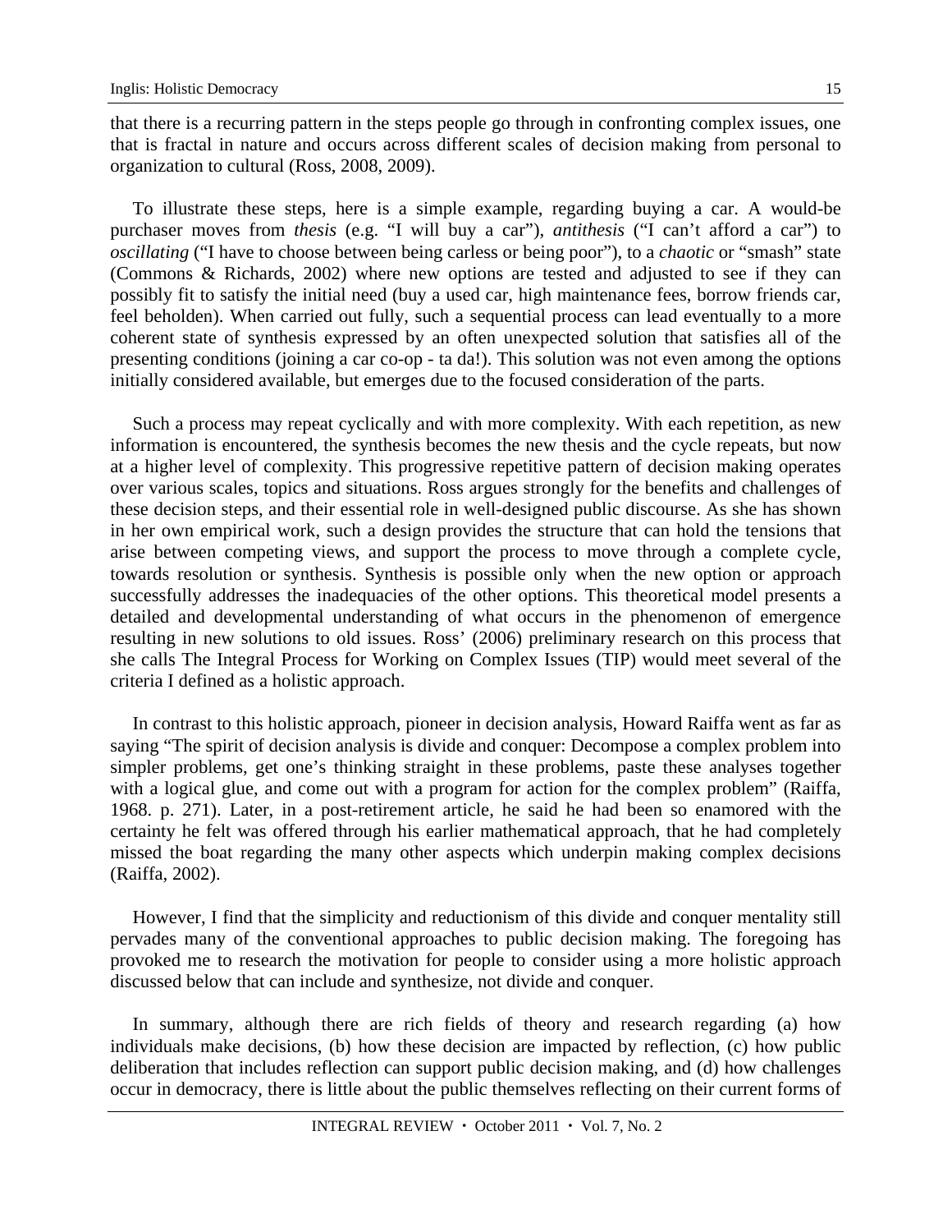that there is a recurring pattern in the steps people go through in confronting complex issues, one that is fractal in nature and occurs across different scales of decision making from personal to organization to cultural (Ross, 2008, 2009).

To illustrate these steps, here is a simple example, regarding buying a car. A would-be purchaser moves from *thesis* (e.g. "I will buy a car"), *antithesis* ("I can't afford a car") to *oscillating* ("I have to choose between being carless or being poor"), to a *chaotic* or "smash" state (Commons & Richards, 2002) where new options are tested and adjusted to see if they can possibly fit to satisfy the initial need (buy a used car, high maintenance fees, borrow friends car, feel beholden). When carried out fully, such a sequential process can lead eventually to a more coherent state of synthesis expressed by an often unexpected solution that satisfies all of the presenting conditions (joining a car co-op - ta da!). This solution was not even among the options initially considered available, but emerges due to the focused consideration of the parts.

Such a process may repeat cyclically and with more complexity. With each repetition, as new information is encountered, the synthesis becomes the new thesis and the cycle repeats, but now at a higher level of complexity. This progressive repetitive pattern of decision making operates over various scales, topics and situations. Ross argues strongly for the benefits and challenges of these decision steps, and their essential role in well-designed public discourse. As she has shown in her own empirical work, such a design provides the structure that can hold the tensions that arise between competing views, and support the process to move through a complete cycle, towards resolution or synthesis. Synthesis is possible only when the new option or approach successfully addresses the inadequacies of the other options. This theoretical model presents a detailed and developmental understanding of what occurs in the phenomenon of emergence resulting in new solutions to old issues. Ross' (2006) preliminary research on this process that she calls The Integral Process for Working on Complex Issues (TIP) would meet several of the criteria I defined as a holistic approach.

In contrast to this holistic approach, pioneer in decision analysis, Howard Raiffa went as far as saying "The spirit of decision analysis is divide and conquer: Decompose a complex problem into simpler problems, get one's thinking straight in these problems, paste these analyses together with a logical glue, and come out with a program for action for the complex problem" (Raiffa, 1968. p. 271). Later, in a post-retirement article, he said he had been so enamored with the certainty he felt was offered through his earlier mathematical approach, that he had completely missed the boat regarding the many other aspects which underpin making complex decisions (Raiffa, 2002).

However, I find that the simplicity and reductionism of this divide and conquer mentality still pervades many of the conventional approaches to public decision making. The foregoing has provoked me to research the motivation for people to consider using a more holistic approach discussed below that can include and synthesize, not divide and conquer.

In summary, although there are rich fields of theory and research regarding (a) how individuals make decisions, (b) how these decision are impacted by reflection, (c) how public deliberation that includes reflection can support public decision making, and (d) how challenges occur in democracy, there is little about the public themselves reflecting on their current forms of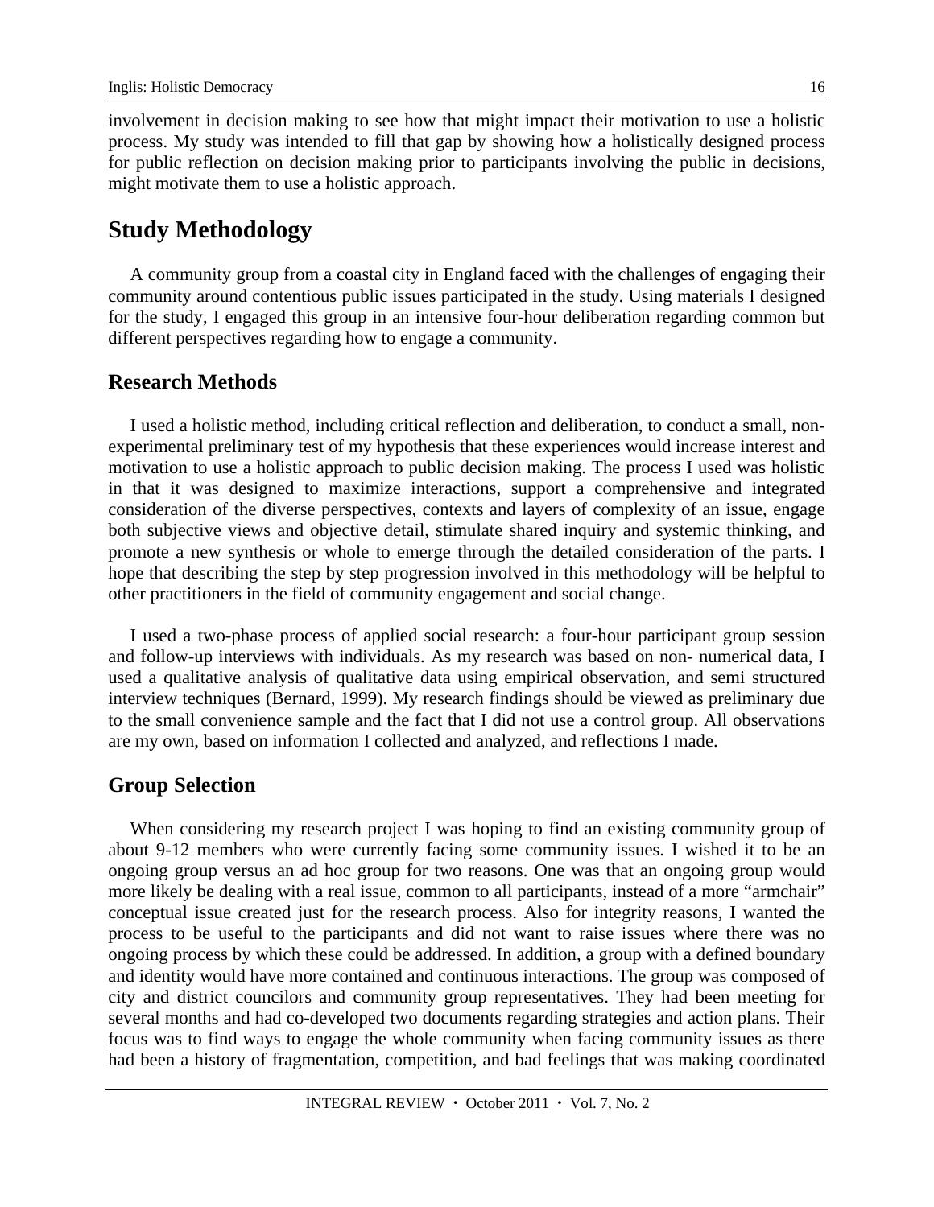involvement in decision making to see how that might impact their motivation to use a holistic process. My study was intended to fill that gap by showing how a holistically designed process for public reflection on decision making prior to participants involving the public in decisions, might motivate them to use a holistic approach.

## Study Methodology

A community group from a coastal city in England faced with the challenges of engaging their community around contentious public issues participated in the study. Using materials I designed for the study, I engaged this group in an intensive four-hour deliberation regarding common but different perspectives regarding how to engage a community.

### Research Methods

I used a holistic method, including critical reflection and deliberation, to conduct a small, non-experimental preliminary test of my hypothesis that these experiences would increase interest and motivation to use a holistic approach to public decision making. The process I used was holistic in that it was designed to maximize interactions, support a comprehensive and integrated consideration of the diverse perspectives, contexts and layers of complexity of an issue, engage both subjective views and objective detail, stimulate shared inquiry and systemic thinking, and promote a new synthesis or whole to emerge through the detailed consideration of the parts. I hope that describing the step by step progression involved in this methodology will be helpful to other practitioners in the field of community engagement and social change.

I used a two-phase process of applied social research: a four-hour participant group session and follow-up interviews with individuals. As my research was based on non- numerical data, I used a qualitative analysis of qualitative data using empirical observation, and semi structured interview techniques (Bernard, 1999). My research findings should be viewed as preliminary due to the small convenience sample and the fact that I did not use a control group. All observations are my own, based on information I collected and analyzed, and reflections I made.

### Group Selection

When considering my research project I was hoping to find an existing community group of about 9-12 members who were currently facing some community issues. I wished it to be an ongoing group versus an ad hoc group for two reasons. One was that an ongoing group would more likely be dealing with a real issue, common to all participants, instead of a more "armchair" conceptual issue created just for the research process. Also for integrity reasons, I wanted the process to be useful to the participants and did not want to raise issues where there was no ongoing process by which these could be addressed. In addition, a group with a defined boundary and identity would have more contained and continuous interactions. The group was composed of city and district councilors and community group representatives. They had been meeting for several months and had co-developed two documents regarding strategies and action plans. Their focus was to find ways to engage the whole community when facing community issues as there had been a history of fragmentation, competition, and bad feelings that was making coordinated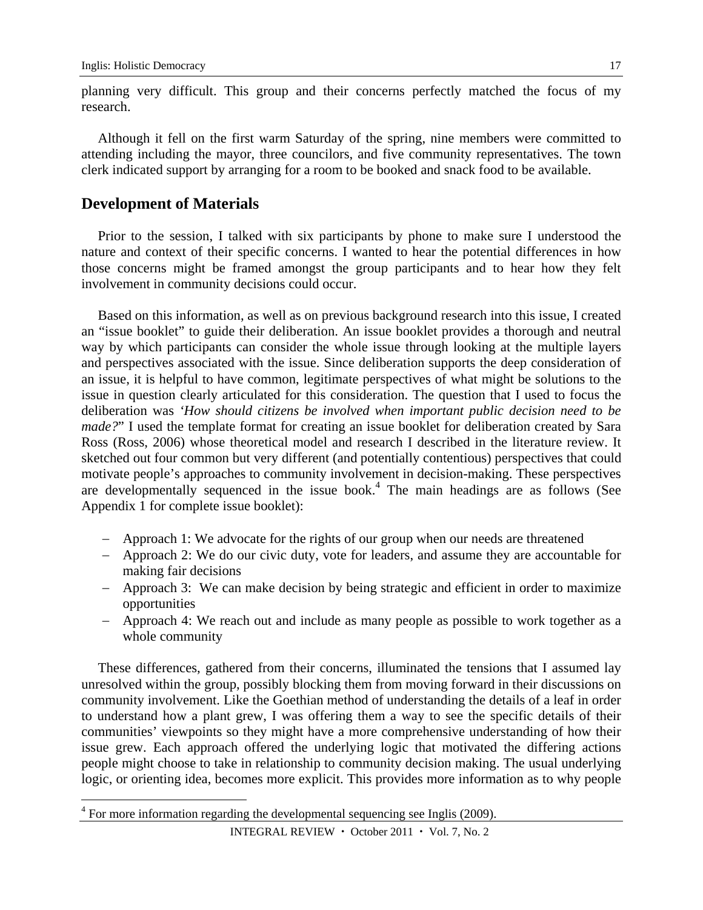planning very difficult. This group and their concerns perfectly matched the focus of my research.

Although it fell on the first warm Saturday of the spring, nine members were committed to attending including the mayor, three councilors, and five community representatives. The town clerk indicated support by arranging for a room to be booked and snack food to be available.

## Development of Materials

Prior to the session, I talked with six participants by phone to make sure I understood the nature and context of their specific concerns. I wanted to hear the potential differences in how those concerns might be framed amongst the group participants and to hear how they felt involvement in community decisions could occur.

Based on this information, as well as on previous background research into this issue, I created an "issue booklet" to guide their deliberation. An issue booklet provides a thorough and neutral way by which participants can consider the whole issue through looking at the multiple layers and perspectives associated with the issue. Since deliberation supports the deep consideration of an issue, it is helpful to have common, legitimate perspectives of what might be solutions to the issue in question clearly articulated for this consideration. The question that I used to focus the deliberation was *'How should citizens be involved when important public decision need to be made?*" I used the template format for creating an issue booklet for deliberation created by Sara Ross (Ross, 2006) whose theoretical model and research I described in the literature review. It sketched out four common but very different (and potentially contentious) perspectives that could motivate people's approaches to community involvement in decision-making. These perspectives are developmentally sequenced in the issue book.[4] The main headings are as follows (See Appendix 1 for complete issue booklet):

- Approach 1: We advocate for the rights of our group when our needs are threatened
- Approach 2: We do our civic duty, vote for leaders, and assume they are accountable for making fair decisions
- Approach 3: We can make decision by being strategic and efficient in order to maximize opportunities
- Approach 4: We reach out and include as many people as possible to work together as a whole community

These differences, gathered from their concerns, illuminated the tensions that I assumed lay unresolved within the group, possibly blocking them from moving forward in their discussions on community involvement. Like the Goethian method of understanding the details of a leaf in order to understand how a plant grew, I was offering them a way to see the specific details of their communities' viewpoints so they might have a more comprehensive understanding of how their issue grew. Each approach offered the underlying logic that motivated the differing actions people might choose to take in relationship to community decision making. The usual underlying logic, or orienting idea, becomes more explicit. This provides more information as to why people

[4] For more information regarding the developmental sequencing see Inglis (2009).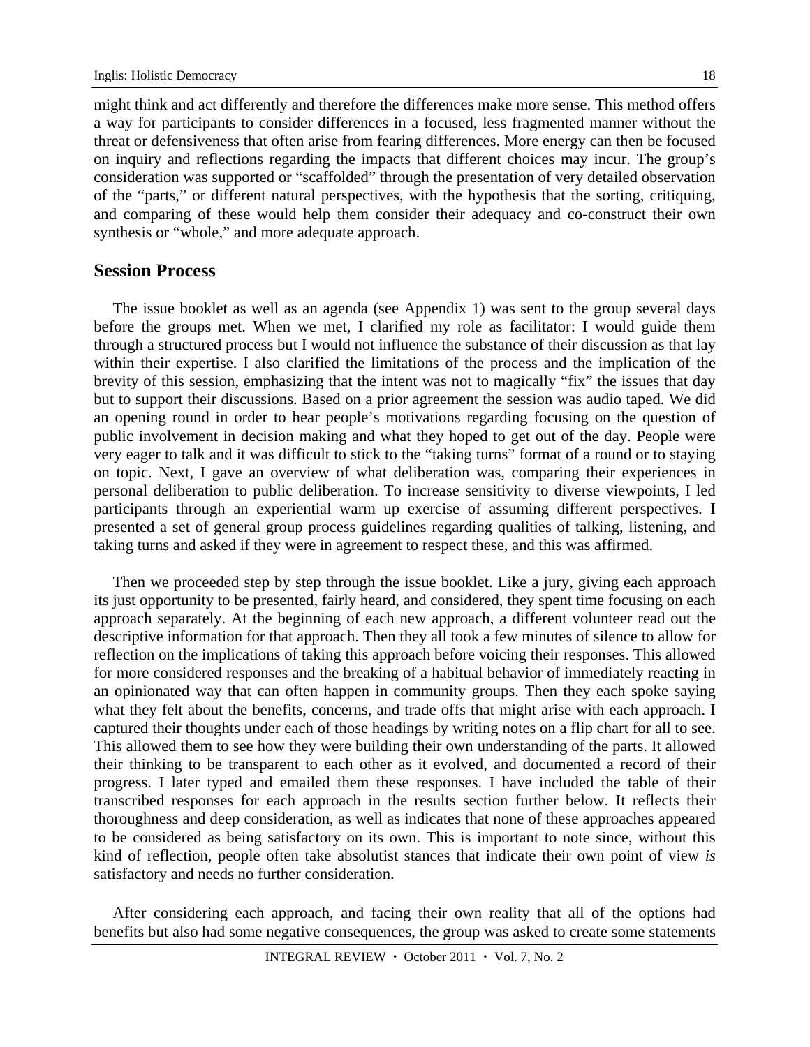might think and act differently and therefore the differences make more sense. This method offers a way for participants to consider differences in a focused, less fragmented manner without the threat or defensiveness that often arise from fearing differences. More energy can then be focused on inquiry and reflections regarding the impacts that different choices may incur. The group's consideration was supported or "scaffolded" through the presentation of very detailed observation of the "parts," or different natural perspectives, with the hypothesis that the sorting, critiquing, and comparing of these would help them consider their adequacy and co-construct their own synthesis or "whole," and more adequate approach.

## Session Process

The issue booklet as well as an agenda (see Appendix 1) was sent to the group several days before the groups met. When we met, I clarified my role as facilitator: I would guide them through a structured process but I would not influence the substance of their discussion as that lay within their expertise. I also clarified the limitations of the process and the implication of the brevity of this session, emphasizing that the intent was not to magically "fix" the issues that day but to support their discussions. Based on a prior agreement the session was audio taped. We did an opening round in order to hear people's motivations regarding focusing on the question of public involvement in decision making and what they hoped to get out of the day. People were very eager to talk and it was difficult to stick to the "taking turns" format of a round or to staying on topic. Next, I gave an overview of what deliberation was, comparing their experiences in personal deliberation to public deliberation. To increase sensitivity to diverse viewpoints, I led participants through an experiential warm up exercise of assuming different perspectives. I presented a set of general group process guidelines regarding qualities of talking, listening, and taking turns and asked if they were in agreement to respect these, and this was affirmed.

Then we proceeded step by step through the issue booklet. Like a jury, giving each approach its just opportunity to be presented, fairly heard, and considered, they spent time focusing on each approach separately. At the beginning of each new approach, a different volunteer read out the descriptive information for that approach. Then they all took a few minutes of silence to allow for reflection on the implications of taking this approach before voicing their responses. This allowed for more considered responses and the breaking of a habitual behavior of immediately reacting in an opinionated way that can often happen in community groups. Then they each spoke saying what they felt about the benefits, concerns, and trade offs that might arise with each approach. I captured their thoughts under each of those headings by writing notes on a flip chart for all to see. This allowed them to see how they were building their own understanding of the parts. It allowed their thinking to be transparent to each other as it evolved, and documented a record of their progress. I later typed and emailed them these responses. I have included the table of their transcribed responses for each approach in the results section further below. It reflects their thoroughness and deep consideration, as well as indicates that none of these approaches appeared to be considered as being satisfactory on its own. This is important to note since, without this kind of reflection, people often take absolutist stances that indicate their own point of view *is* satisfactory and needs no further consideration.

After considering each approach, and facing their own reality that all of the options had benefits but also had some negative consequences, the group was asked to create some statements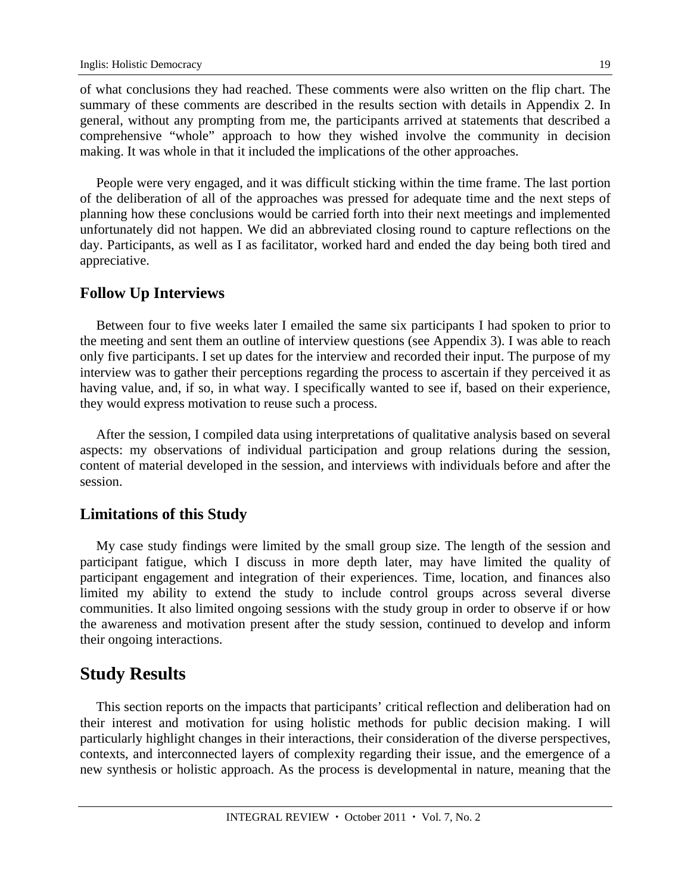of what conclusions they had reached. These comments were also written on the flip chart. The summary of these comments are described in the results section with details in Appendix 2. In general, without any prompting from me, the participants arrived at statements that described a comprehensive "whole" approach to how they wished involve the community in decision making. It was whole in that it included the implications of the other approaches.

People were very engaged, and it was difficult sticking within the time frame. The last portion of the deliberation of all of the approaches was pressed for adequate time and the next steps of planning how these conclusions would be carried forth into their next meetings and implemented unfortunately did not happen. We did an abbreviated closing round to capture reflections on the day. Participants, as well as I as facilitator, worked hard and ended the day being both tired and appreciative.

### Follow Up Interviews

Between four to five weeks later I emailed the same six participants I had spoken to prior to the meeting and sent them an outline of interview questions (see Appendix 3). I was able to reach only five participants. I set up dates for the interview and recorded their input. The purpose of my interview was to gather their perceptions regarding the process to ascertain if they perceived it as having value, and, if so, in what way. I specifically wanted to see if, based on their experience, they would express motivation to reuse such a process.

After the session, I compiled data using interpretations of qualitative analysis based on several aspects: my observations of individual participation and group relations during the session, content of material developed in the session, and interviews with individuals before and after the session.

### Limitations of this Study

My case study findings were limited by the small group size. The length of the session and participant fatigue, which I discuss in more depth later, may have limited the quality of participant engagement and integration of their experiences. Time, location, and finances also limited my ability to extend the study to include control groups across several diverse communities. It also limited ongoing sessions with the study group in order to observe if or how the awareness and motivation present after the study session, continued to develop and inform their ongoing interactions.

## Study Results

This section reports on the impacts that participants' critical reflection and deliberation had on their interest and motivation for using holistic methods for public decision making. I will particularly highlight changes in their interactions, their consideration of the diverse perspectives, contexts, and interconnected layers of complexity regarding their issue, and the emergence of a new synthesis or holistic approach. As the process is developmental in nature, meaning that the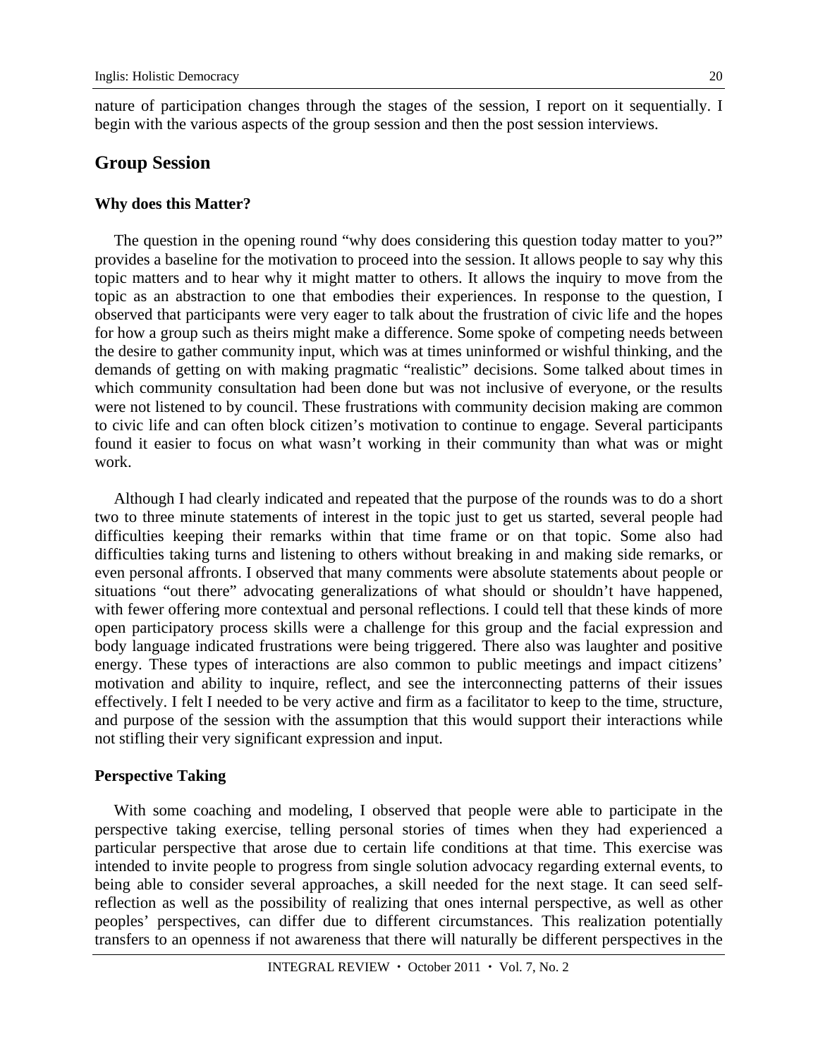nature of participation changes through the stages of the session, I report on it sequentially. I begin with the various aspects of the group session and then the post session interviews.

## Group Session

### Why does this Matter?

The question in the opening round "why does considering this question today matter to you?" provides a baseline for the motivation to proceed into the session. It allows people to say why this topic matters and to hear why it might matter to others. It allows the inquiry to move from the topic as an abstraction to one that embodies their experiences. In response to the question, I observed that participants were very eager to talk about the frustration of civic life and the hopes for how a group such as theirs might make a difference. Some spoke of competing needs between the desire to gather community input, which was at times uninformed or wishful thinking, and the demands of getting on with making pragmatic "realistic" decisions. Some talked about times in which community consultation had been done but was not inclusive of everyone, or the results were not listened to by council. These frustrations with community decision making are common to civic life and can often block citizen's motivation to continue to engage. Several participants found it easier to focus on what wasn't working in their community than what was or might work.

Although I had clearly indicated and repeated that the purpose of the rounds was to do a short two to three minute statements of interest in the topic just to get us started, several people had difficulties keeping their remarks within that time frame or on that topic. Some also had difficulties taking turns and listening to others without breaking in and making side remarks, or even personal affronts. I observed that many comments were absolute statements about people or situations "out there" advocating generalizations of what should or shouldn't have happened, with fewer offering more contextual and personal reflections. I could tell that these kinds of more open participatory process skills were a challenge for this group and the facial expression and body language indicated frustrations were being triggered. There also was laughter and positive energy. These types of interactions are also common to public meetings and impact citizens' motivation and ability to inquire, reflect, and see the interconnecting patterns of their issues effectively. I felt I needed to be very active and firm as a facilitator to keep to the time, structure, and purpose of the session with the assumption that this would support their interactions while not stifling their very significant expression and input.

### Perspective Taking

With some coaching and modeling, I observed that people were able to participate in the perspective taking exercise, telling personal stories of times when they had experienced a particular perspective that arose due to certain life conditions at that time. This exercise was intended to invite people to progress from single solution advocacy regarding external events, to being able to consider several approaches, a skill needed for the next stage. It can seed self-reflection as well as the possibility of realizing that ones internal perspective, as well as other peoples' perspectives, can differ due to different circumstances. This realization potentially transfers to an openness if not awareness that there will naturally be different perspectives in the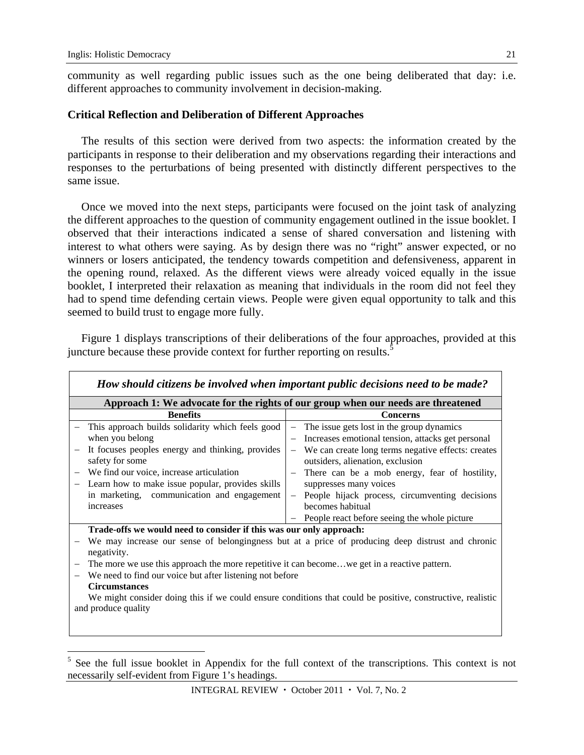community as well regarding public issues such as the one being deliberated that day: i.e. different approaches to community involvement in decision-making.

### Critical Reflection and Deliberation of Different Approaches

The results of this section were derived from two aspects: the information created by the participants in response to their deliberation and my observations regarding their interactions and responses to the perturbations of being presented with distinctly different perspectives to the same issue.

Once we moved into the next steps, participants were focused on the joint task of analyzing the different approaches to the question of community engagement outlined in the issue booklet. I observed that their interactions indicated a sense of shared conversation and listening with interest to what others were saying. As by design there was no "right" answer expected, or no winners or losers anticipated, the tendency towards competition and defensiveness, apparent in the opening round, relaxed. As the different views were already voiced equally in the issue booklet, I interpreted their relaxation as meaning that individuals in the room did not feel they had to spend time defending certain views. People were given equal opportunity to talk and this seemed to build trust to engage more fully.

Figure 1 displays transcriptions of their deliberations of the four approaches, provided at this juncture because these provide context for further reporting on results.[5]

***How should citizens be involved when important public decisions need to be made?***

**Approach 1: We advocate for the rights of our group when our needs are threatened**

| Benefits | Concerns |
|---|---|
| – This approach builds solidarity which feels good when you belong<br>– It focuses peoples energy and thinking, provides safety for some<br>– We find our voice, increase articulation<br>– Learn how to make issue popular, provides skills in marketing, communication and engagement increases | – The issue gets lost in the group dynamics<br>– Increases emotional tension, attacks get personal<br>– We can create long terms negative effects: creates outsiders, alienation, exclusion<br>– There can be a mob energy, fear of hostility, suppresses many voices<br>– People hijack process, circumventing decisions becomes habitual<br>– People react before seeing the whole picture |

**Trade-offs we would need to consider if this was our only approach:**

- We may increase our sense of belongingness but at a price of producing deep distrust and chronic negativity.
- The more we use this approach the more repetitive it can become…we get in a reactive pattern.
- We need to find our voice but after listening not before

**Circumstances**

We might consider doing this if we could ensure conditions that could be positive, constructive, realistic and produce quality

[5] See the full issue booklet in Appendix for the full context of the transcriptions. This context is not necessarily self-evident from Figure 1's headings.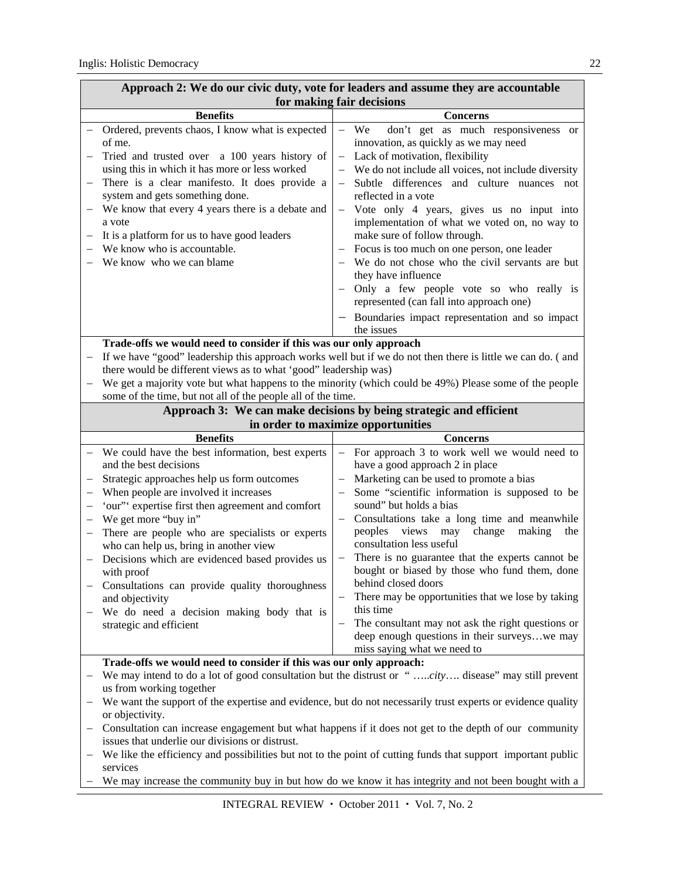| Approach 2: We do our civic duty, vote for leaders and assume they are accountable for making fair decisions | |
|---|---|
| **Benefits** | **Concerns** |
| – Ordered, prevents chaos, I know what is expected of me.<br>– Tried and trusted over a 100 years history of using this in which it has more or less worked<br>– There is a clear manifesto. It does provide a system and gets something done.<br>– We know that every 4 years there is a debate and a vote<br>– It is a platform for us to have good leaders<br>– We know who is accountable.<br>– We know who we can blame | – We don't get as much responsiveness or innovation, as quickly as we may need<br>– Lack of motivation, flexibility<br>– We do not include all voices, not include diversity<br>– Subtle differences and culture nuances not reflected in a vote<br>– Vote only 4 years, gives us no input into implementation of what we voted on, no way to make sure of follow through.<br>– Focus is too much on one person, one leader<br>– We do not chose who the civil servants are but they have influence<br>– Only a few people vote so who really is represented (can fall into approach one)<br>– Boundaries impact representation and so impact the issues |
| **Trade-offs we would need to consider if this was our only approach**<br>– If we have "good" leadership this approach works well but if we do not then there is little we can do. ( and there would be different views as to what 'good" leadership was)<br>– We get a majority vote but what happens to the minority (which could be 49%) Please some of the people some of the time, but not all of the people all of the time. | |
| **Approach 3: We can make decisions by being strategic and efficient in order to maximize opportunities** | |
| **Benefits** | **Concerns** |
| – We could have the best information, best experts and the best decisions<br>– Strategic approaches help us form outcomes<br>– When people are involved it increases<br>– 'our"' expertise first then agreement and comfort<br>– We get more "buy in"<br>– There are people who are specialists or experts who can help us, bring in another view<br>– Decisions which are evidenced based provides us with proof<br>– Consultations can provide quality thoroughness and objectivity<br>– We do need a decision making body that is strategic and efficient | – For approach 3 to work well we would need to have a good approach 2 in place<br>– Marketing can be used to promote a bias<br>– Some "scientific information is supposed to be sound" but holds a bias<br>– Consultations take a long time and meanwhile peoples views may change making the consultation less useful<br>– There is no guarantee that the experts cannot be bought or biased by those who fund them, done behind closed doors<br>– There may be opportunities that we lose by taking this time<br>– The consultant may not ask the right questions or deep enough questions in their surveys…we may miss saying what we need to |
| **Trade-offs we would need to consider if this was our only approach:**<br>– We may intend to do a lot of good consultation but the distrust or " …..*city*…. disease" may still prevent us from working together<br>– We want the support of the expertise and evidence, but do not necessarily trust experts or evidence quality or objectivity.<br>– Consultation can increase engagement but what happens if it does not get to the depth of our community issues that underlie our divisions or distrust.<br>– We like the efficiency and possibilities but not to the point of cutting funds that support important public services<br>– We may increase the community buy in but how do we know it has integrity and not been bought with a | |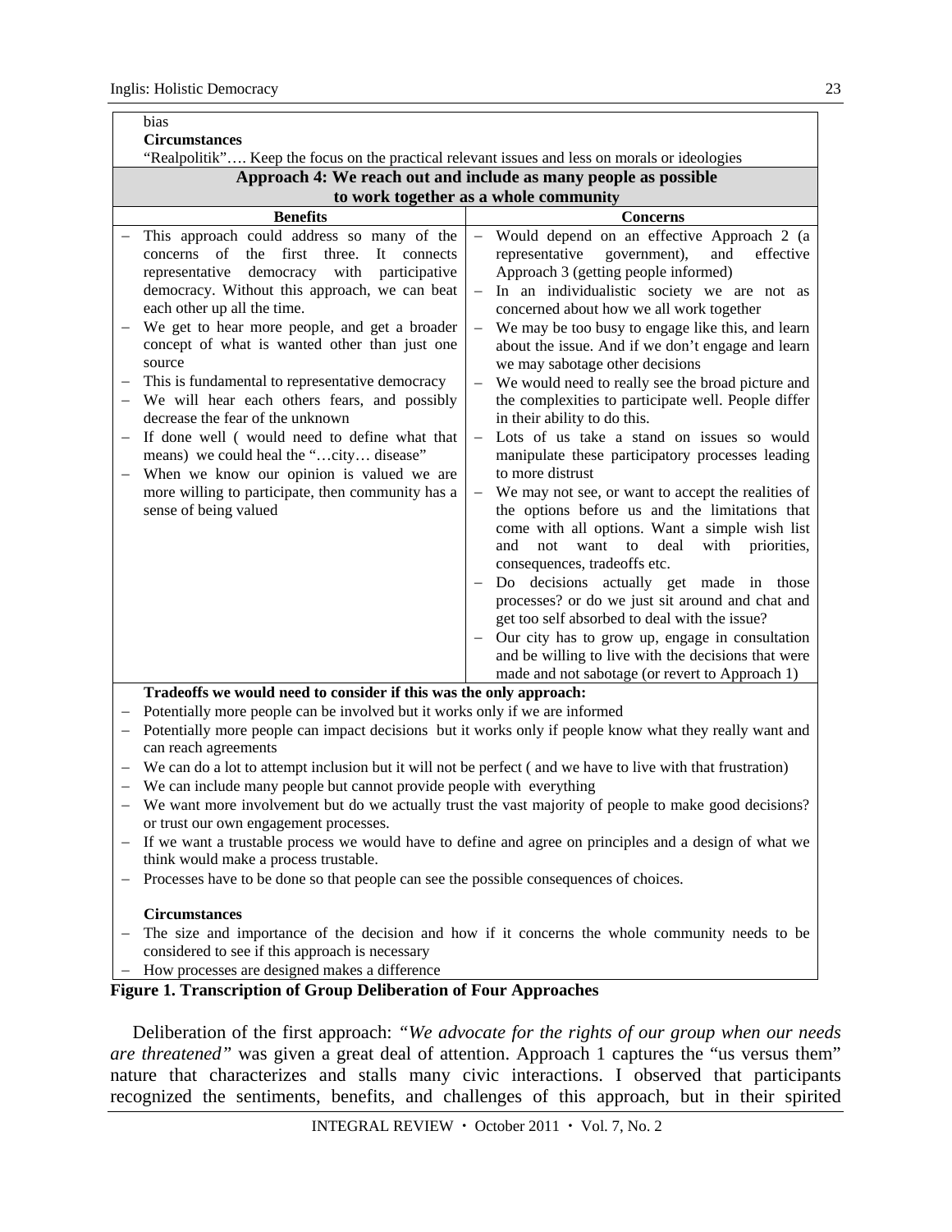bias

**Circumstances**

"Realpolitik"…. Keep the focus on the practical relevant issues and less on morals or ideologies

| **Approach 4: We reach out and include as many people as possible to work together as a whole community** | |
|---|---|
| **Benefits** | **Concerns** |
| – This approach could address so many of the concerns of the first three. It connects representative democracy with participative democracy. Without this approach, we can beat each other up all the time.<br>– We get to hear more people, and get a broader concept of what is wanted other than just one source<br>– This is fundamental to representative democracy<br>– We will hear each others fears, and possibly decrease the fear of the unknown<br>– If done well ( would need to define what that means) we could heal the "…city… disease"<br>– When we know our opinion is valued we are more willing to participate, then community has a sense of being valued | – Would depend on an effective Approach 2 (a representative government), and effective Approach 3 (getting people informed)<br>– In an individualistic society we are not as concerned about how we all work together<br>– We may be too busy to engage like this, and learn about the issue. And if we don't engage and learn we may sabotage other decisions<br>– We would need to really see the broad picture and the complexities to participate well. People differ in their ability to do this.<br>– Lots of us take a stand on issues so would manipulate these participatory processes leading to more distrust<br>– We may not see, or want to accept the realities of the options before us and the limitations that come with all options. Want a simple wish list and not want to deal with priorities, consequences, tradeoffs etc.<br>– Do decisions actually get made in those processes? or do we just sit around and chat and get too self absorbed to deal with the issue?<br>– Our city has to grow up, engage in consultation and be willing to live with the decisions that were made and not sabotage (or revert to Approach 1) |

**Tradeoffs we would need to consider if this was the only approach:**

- Potentially more people can be involved but it works only if we are informed
- Potentially more people can impact decisions but it works only if people know what they really want and can reach agreements
- We can do a lot to attempt inclusion but it will not be perfect ( and we have to live with that frustration)
- We can include many people but cannot provide people with everything
- We want more involvement but do we actually trust the vast majority of people to make good decisions? or trust our own engagement processes.
- If we want a trustable process we would have to define and agree on principles and a design of what we think would make a process trustable.
- Processes have to be done so that people can see the possible consequences of choices.

**Circumstances**

- The size and importance of the decision and how if it concerns the whole community needs to be considered to see if this approach is necessary
- How processes are designed makes a difference

**Figure 1. Transcription of Group Deliberation of Four Approaches**

Deliberation of the first approach: *"We advocate for the rights of our group when our needs are threatened"* was given a great deal of attention. Approach 1 captures the "us versus them" nature that characterizes and stalls many civic interactions. I observed that participants recognized the sentiments, benefits, and challenges of this approach, but in their spirited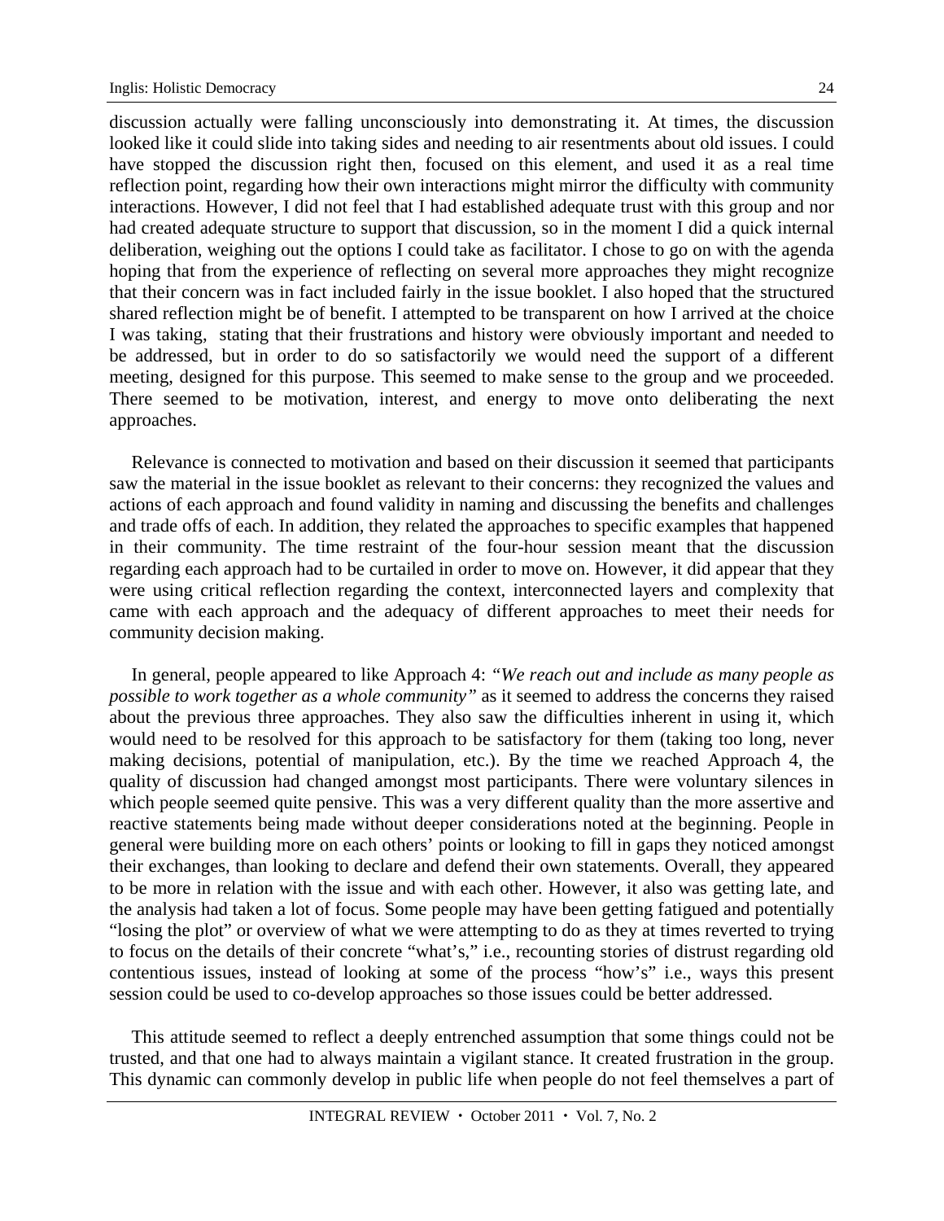discussion actually were falling unconsciously into demonstrating it. At times, the discussion looked like it could slide into taking sides and needing to air resentments about old issues. I could have stopped the discussion right then, focused on this element, and used it as a real time reflection point, regarding how their own interactions might mirror the difficulty with community interactions. However, I did not feel that I had established adequate trust with this group and nor had created adequate structure to support that discussion, so in the moment I did a quick internal deliberation, weighing out the options I could take as facilitator. I chose to go on with the agenda hoping that from the experience of reflecting on several more approaches they might recognize that their concern was in fact included fairly in the issue booklet. I also hoped that the structured shared reflection might be of benefit. I attempted to be transparent on how I arrived at the choice I was taking, stating that their frustrations and history were obviously important and needed to be addressed, but in order to do so satisfactorily we would need the support of a different meeting, designed for this purpose. This seemed to make sense to the group and we proceeded. There seemed to be motivation, interest, and energy to move onto deliberating the next approaches.

Relevance is connected to motivation and based on their discussion it seemed that participants saw the material in the issue booklet as relevant to their concerns: they recognized the values and actions of each approach and found validity in naming and discussing the benefits and challenges and trade offs of each. In addition, they related the approaches to specific examples that happened in their community. The time restraint of the four-hour session meant that the discussion regarding each approach had to be curtailed in order to move on. However, it did appear that they were using critical reflection regarding the context, interconnected layers and complexity that came with each approach and the adequacy of different approaches to meet their needs for community decision making.

In general, people appeared to like Approach 4: *"We reach out and include as many people as possible to work together as a whole community"* as it seemed to address the concerns they raised about the previous three approaches. They also saw the difficulties inherent in using it, which would need to be resolved for this approach to be satisfactory for them (taking too long, never making decisions, potential of manipulation, etc.). By the time we reached Approach 4, the quality of discussion had changed amongst most participants. There were voluntary silences in which people seemed quite pensive. This was a very different quality than the more assertive and reactive statements being made without deeper considerations noted at the beginning. People in general were building more on each others' points or looking to fill in gaps they noticed amongst their exchanges, than looking to declare and defend their own statements. Overall, they appeared to be more in relation with the issue and with each other. However, it also was getting late, and the analysis had taken a lot of focus. Some people may have been getting fatigued and potentially "losing the plot" or overview of what we were attempting to do as they at times reverted to trying to focus on the details of their concrete "what's," i.e., recounting stories of distrust regarding old contentious issues, instead of looking at some of the process "how's" i.e., ways this present session could be used to co-develop approaches so those issues could be better addressed.

This attitude seemed to reflect a deeply entrenched assumption that some things could not be trusted, and that one had to always maintain a vigilant stance. It created frustration in the group. This dynamic can commonly develop in public life when people do not feel themselves a part of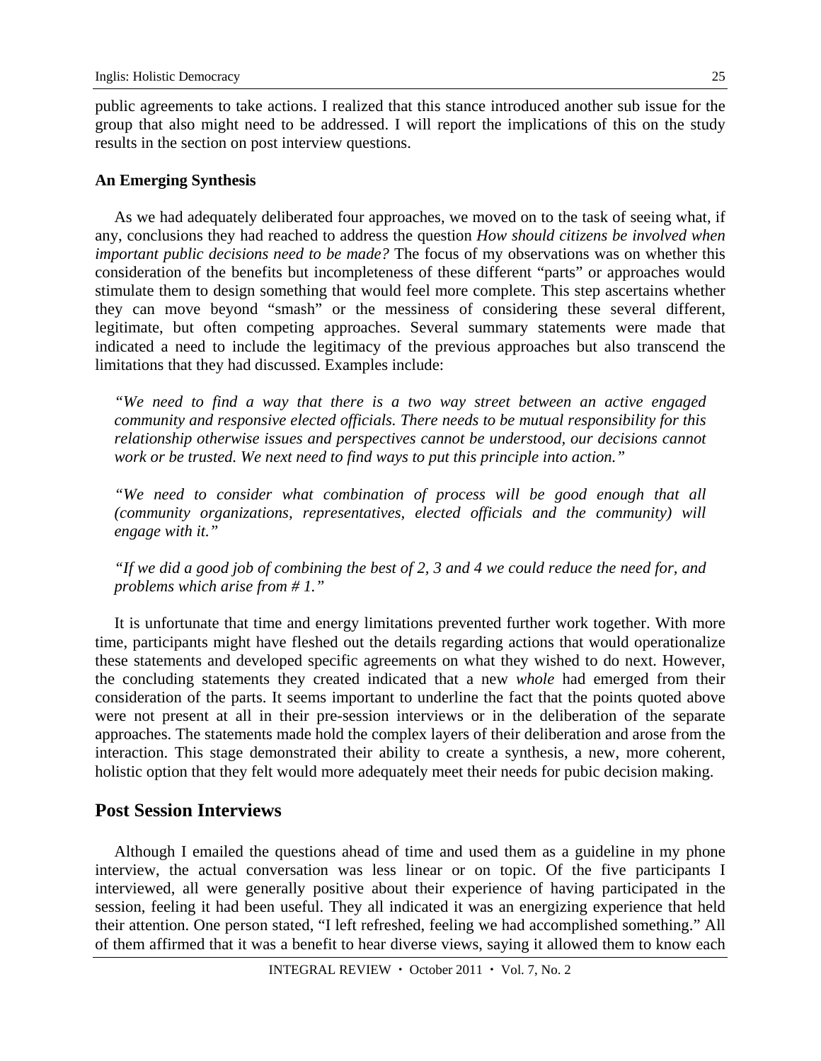public agreements to take actions. I realized that this stance introduced another sub issue for the group that also might need to be addressed. I will report the implications of this on the study results in the section on post interview questions.

### An Emerging Synthesis

As we had adequately deliberated four approaches, we moved on to the task of seeing what, if any, conclusions they had reached to address the question *How should citizens be involved when important public decisions need to be made?* The focus of my observations was on whether this consideration of the benefits but incompleteness of these different "parts" or approaches would stimulate them to design something that would feel more complete. This step ascertains whether they can move beyond "smash" or the messiness of considering these several different, legitimate, but often competing approaches. Several summary statements were made that indicated a need to include the legitimacy of the previous approaches but also transcend the limitations that they had discussed. Examples include:

> *"We need to find a way that there is a two way street between an active engaged community and responsive elected officials. There needs to be mutual responsibility for this relationship otherwise issues and perspectives cannot be understood, our decisions cannot work or be trusted. We next need to find ways to put this principle into action."*

> *"We need to consider what combination of process will be good enough that all (community organizations, representatives, elected officials and the community) will engage with it."*

> *"If we did a good job of combining the best of 2, 3 and 4 we could reduce the need for, and problems which arise from # 1."*

It is unfortunate that time and energy limitations prevented further work together. With more time, participants might have fleshed out the details regarding actions that would operationalize these statements and developed specific agreements on what they wished to do next. However, the concluding statements they created indicated that a new *whole* had emerged from their consideration of the parts. It seems important to underline the fact that the points quoted above were not present at all in their pre-session interviews or in the deliberation of the separate approaches. The statements made hold the complex layers of their deliberation and arose from the interaction. This stage demonstrated their ability to create a synthesis, a new, more coherent, holistic option that they felt would more adequately meet their needs for pubic decision making.

## Post Session Interviews

Although I emailed the questions ahead of time and used them as a guideline in my phone interview, the actual conversation was less linear or on topic. Of the five participants I interviewed, all were generally positive about their experience of having participated in the session, feeling it had been useful. They all indicated it was an energizing experience that held their attention. One person stated, "I left refreshed, feeling we had accomplished something." All of them affirmed that it was a benefit to hear diverse views, saying it allowed them to know each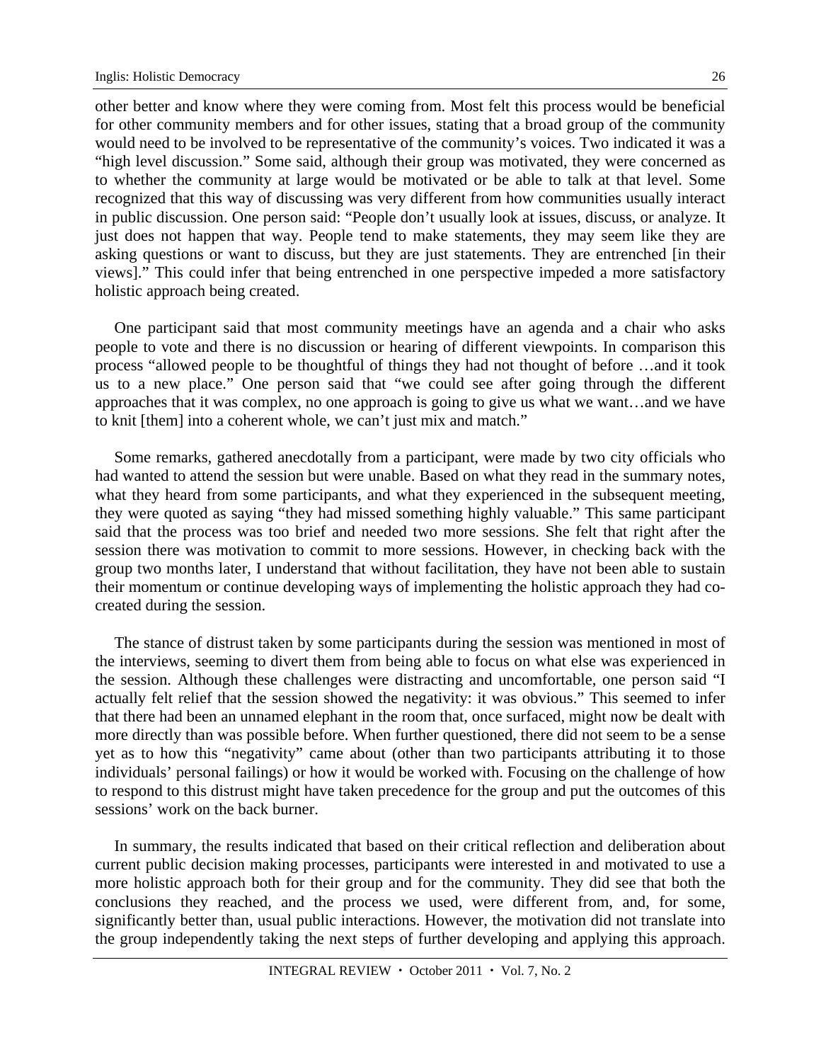other better and know where they were coming from. Most felt this process would be beneficial for other community members and for other issues, stating that a broad group of the community would need to be involved to be representative of the community's voices. Two indicated it was a "high level discussion." Some said, although their group was motivated, they were concerned as to whether the community at large would be motivated or be able to talk at that level. Some recognized that this way of discussing was very different from how communities usually interact in public discussion. One person said: "People don't usually look at issues, discuss, or analyze. It just does not happen that way. People tend to make statements, they may seem like they are asking questions or want to discuss, but they are just statements. They are entrenched [in their views]." This could infer that being entrenched in one perspective impeded a more satisfactory holistic approach being created.

One participant said that most community meetings have an agenda and a chair who asks people to vote and there is no discussion or hearing of different viewpoints. In comparison this process "allowed people to be thoughtful of things they had not thought of before …and it took us to a new place." One person said that "we could see after going through the different approaches that it was complex, no one approach is going to give us what we want…and we have to knit [them] into a coherent whole, we can't just mix and match."

Some remarks, gathered anecdotally from a participant, were made by two city officials who had wanted to attend the session but were unable. Based on what they read in the summary notes, what they heard from some participants, and what they experienced in the subsequent meeting, they were quoted as saying "they had missed something highly valuable." This same participant said that the process was too brief and needed two more sessions. She felt that right after the session there was motivation to commit to more sessions. However, in checking back with the group two months later, I understand that without facilitation, they have not been able to sustain their momentum or continue developing ways of implementing the holistic approach they had co-created during the session.

The stance of distrust taken by some participants during the session was mentioned in most of the interviews, seeming to divert them from being able to focus on what else was experienced in the session. Although these challenges were distracting and uncomfortable, one person said "I actually felt relief that the session showed the negativity: it was obvious." This seemed to infer that there had been an unnamed elephant in the room that, once surfaced, might now be dealt with more directly than was possible before. When further questioned, there did not seem to be a sense yet as to how this "negativity" came about (other than two participants attributing it to those individuals' personal failings) or how it would be worked with. Focusing on the challenge of how to respond to this distrust might have taken precedence for the group and put the outcomes of this sessions' work on the back burner.

In summary, the results indicated that based on their critical reflection and deliberation about current public decision making processes, participants were interested in and motivated to use a more holistic approach both for their group and for the community. They did see that both the conclusions they reached, and the process we used, were different from, and, for some, significantly better than, usual public interactions. However, the motivation did not translate into the group independently taking the next steps of further developing and applying this approach.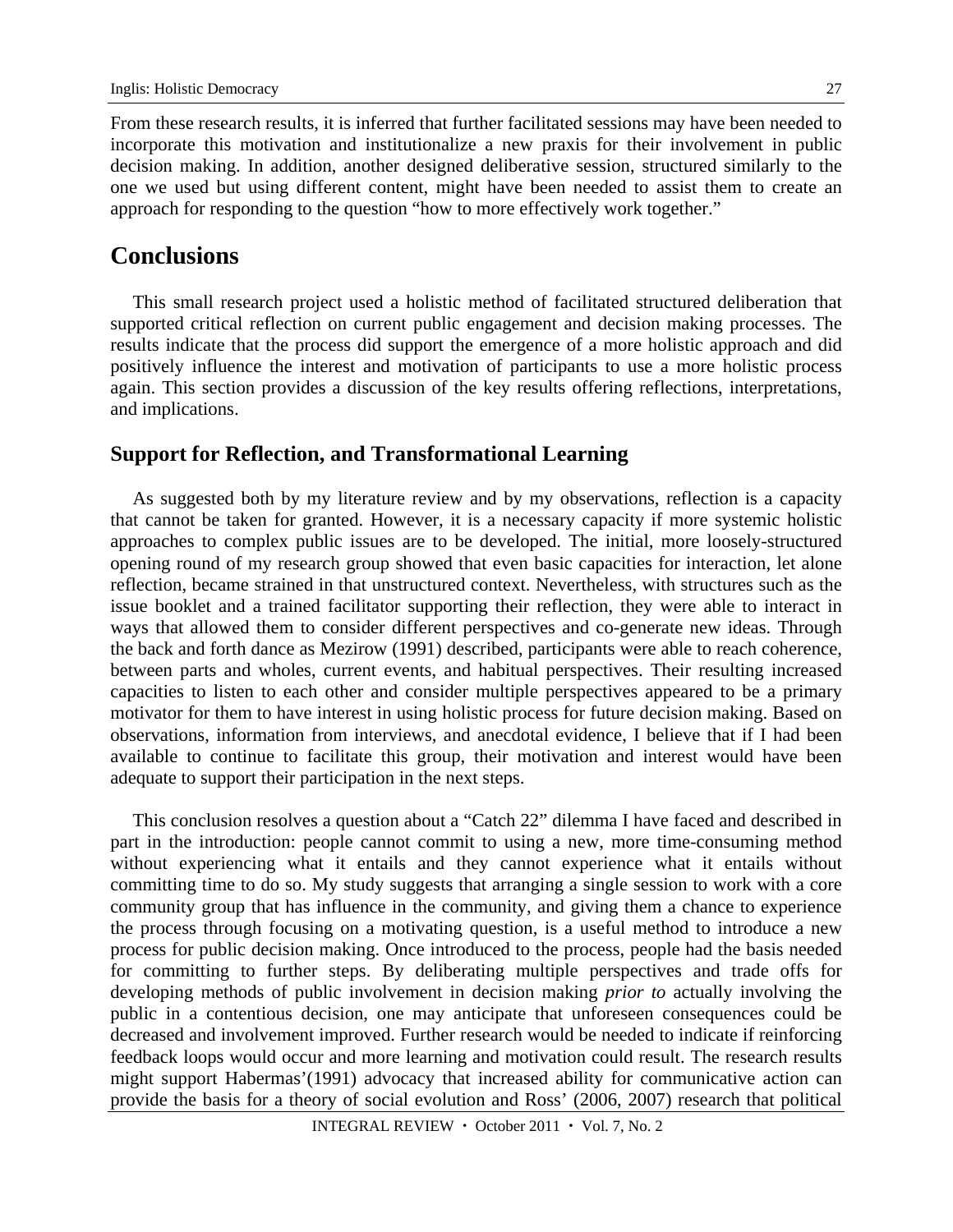From these research results, it is inferred that further facilitated sessions may have been needed to incorporate this motivation and institutionalize a new praxis for their involvement in public decision making. In addition, another designed deliberative session, structured similarly to the one we used but using different content, might have been needed to assist them to create an approach for responding to the question "how to more effectively work together."

## Conclusions

This small research project used a holistic method of facilitated structured deliberation that supported critical reflection on current public engagement and decision making processes. The results indicate that the process did support the emergence of a more holistic approach and did positively influence the interest and motivation of participants to use a more holistic process again. This section provides a discussion of the key results offering reflections, interpretations, and implications.

### Support for Reflection, and Transformational Learning

As suggested both by my literature review and by my observations, reflection is a capacity that cannot be taken for granted. However, it is a necessary capacity if more systemic holistic approaches to complex public issues are to be developed. The initial, more loosely-structured opening round of my research group showed that even basic capacities for interaction, let alone reflection, became strained in that unstructured context. Nevertheless, with structures such as the issue booklet and a trained facilitator supporting their reflection, they were able to interact in ways that allowed them to consider different perspectives and co-generate new ideas. Through the back and forth dance as Mezirow (1991) described, participants were able to reach coherence, between parts and wholes, current events, and habitual perspectives. Their resulting increased capacities to listen to each other and consider multiple perspectives appeared to be a primary motivator for them to have interest in using holistic process for future decision making. Based on observations, information from interviews, and anecdotal evidence, I believe that if I had been available to continue to facilitate this group, their motivation and interest would have been adequate to support their participation in the next steps.

This conclusion resolves a question about a "Catch 22" dilemma I have faced and described in part in the introduction: people cannot commit to using a new, more time-consuming method without experiencing what it entails and they cannot experience what it entails without committing time to do so. My study suggests that arranging a single session to work with a core community group that has influence in the community, and giving them a chance to experience the process through focusing on a motivating question, is a useful method to introduce a new process for public decision making. Once introduced to the process, people had the basis needed for committing to further steps. By deliberating multiple perspectives and trade offs for developing methods of public involvement in decision making *prior to* actually involving the public in a contentious decision, one may anticipate that unforeseen consequences could be decreased and involvement improved. Further research would be needed to indicate if reinforcing feedback loops would occur and more learning and motivation could result. The research results might support Habermas'(1991) advocacy that increased ability for communicative action can provide the basis for a theory of social evolution and Ross' (2006, 2007) research that political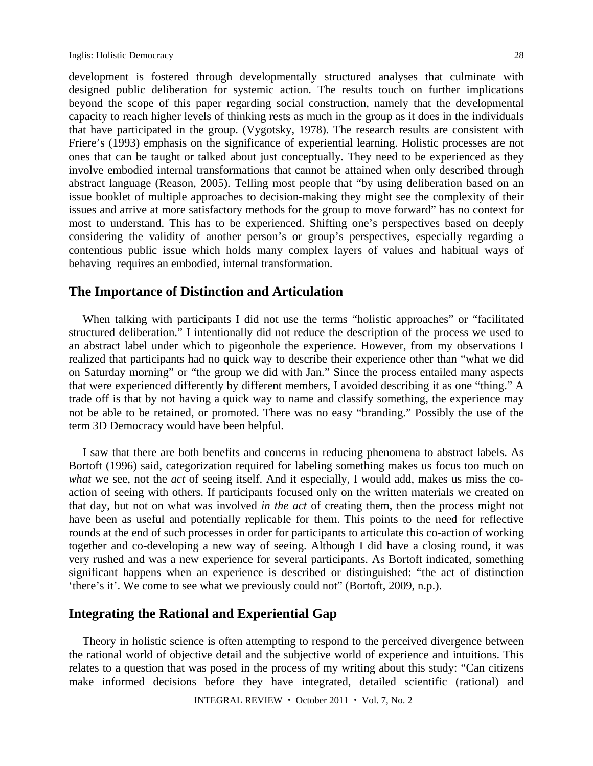development is fostered through developmentally structured analyses that culminate with designed public deliberation for systemic action. The results touch on further implications beyond the scope of this paper regarding social construction, namely that the developmental capacity to reach higher levels of thinking rests as much in the group as it does in the individuals that have participated in the group. (Vygotsky, 1978). The research results are consistent with Friere's (1993) emphasis on the significance of experiential learning. Holistic processes are not ones that can be taught or talked about just conceptually. They need to be experienced as they involve embodied internal transformations that cannot be attained when only described through abstract language (Reason, 2005). Telling most people that "by using deliberation based on an issue booklet of multiple approaches to decision-making they might see the complexity of their issues and arrive at more satisfactory methods for the group to move forward" has no context for most to understand. This has to be experienced. Shifting one's perspectives based on deeply considering the validity of another person's or group's perspectives, especially regarding a contentious public issue which holds many complex layers of values and habitual ways of behaving requires an embodied, internal transformation.

## The Importance of Distinction and Articulation

When talking with participants I did not use the terms "holistic approaches" or "facilitated structured deliberation." I intentionally did not reduce the description of the process we used to an abstract label under which to pigeonhole the experience. However, from my observations I realized that participants had no quick way to describe their experience other than "what we did on Saturday morning" or "the group we did with Jan." Since the process entailed many aspects that were experienced differently by different members, I avoided describing it as one "thing." A trade off is that by not having a quick way to name and classify something, the experience may not be able to be retained, or promoted. There was no easy "branding." Possibly the use of the term 3D Democracy would have been helpful.

I saw that there are both benefits and concerns in reducing phenomena to abstract labels. As Bortoft (1996) said, categorization required for labeling something makes us focus too much on *what* we see, not the *act* of seeing itself. And it especially, I would add, makes us miss the co-action of seeing with others. If participants focused only on the written materials we created on that day, but not on what was involved *in the act* of creating them, then the process might not have been as useful and potentially replicable for them. This points to the need for reflective rounds at the end of such processes in order for participants to articulate this co-action of working together and co-developing a new way of seeing. Although I did have a closing round, it was very rushed and was a new experience for several participants. As Bortoft indicated, something significant happens when an experience is described or distinguished: "the act of distinction 'there's it'. We come to see what we previously could not" (Bortoft, 2009, n.p.).

## Integrating the Rational and Experiential Gap

Theory in holistic science is often attempting to respond to the perceived divergence between the rational world of objective detail and the subjective world of experience and intuitions. This relates to a question that was posed in the process of my writing about this study: "Can citizens make informed decisions before they have integrated, detailed scientific (rational) and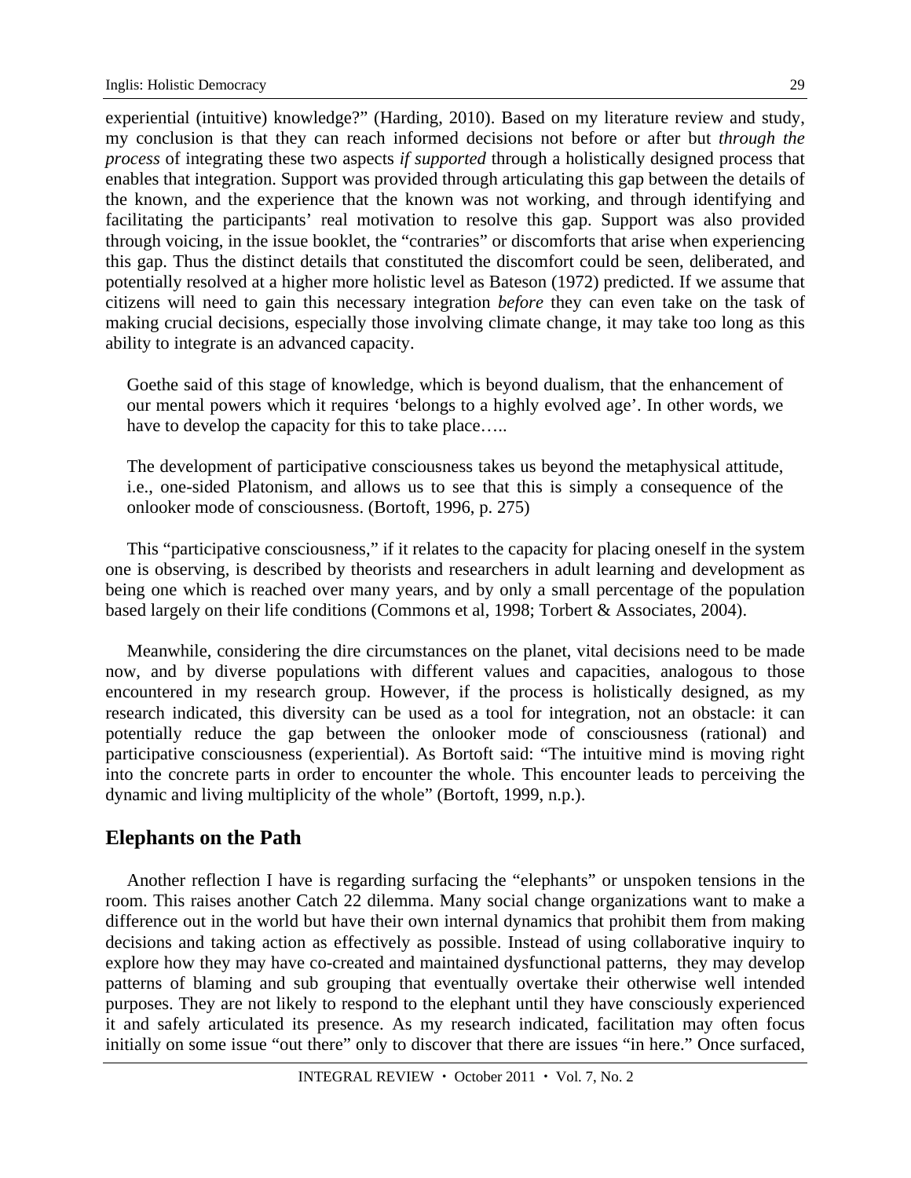experiential (intuitive) knowledge?" (Harding, 2010). Based on my literature review and study, my conclusion is that they can reach informed decisions not before or after but *through the process* of integrating these two aspects *if supported* through a holistically designed process that enables that integration. Support was provided through articulating this gap between the details of the known, and the experience that the known was not working, and through identifying and facilitating the participants' real motivation to resolve this gap. Support was also provided through voicing, in the issue booklet, the "contraries" or discomforts that arise when experiencing this gap. Thus the distinct details that constituted the discomfort could be seen, deliberated, and potentially resolved at a higher more holistic level as Bateson (1972) predicted. If we assume that citizens will need to gain this necessary integration *before* they can even take on the task of making crucial decisions, especially those involving climate change, it may take too long as this ability to integrate is an advanced capacity.

> Goethe said of this stage of knowledge, which is beyond dualism, that the enhancement of our mental powers which it requires 'belongs to a highly evolved age'. In other words, we have to develop the capacity for this to take place…..
>
> The development of participative consciousness takes us beyond the metaphysical attitude, i.e., one-sided Platonism, and allows us to see that this is simply a consequence of the onlooker mode of consciousness. (Bortoft, 1996, p. 275)

This "participative consciousness," if it relates to the capacity for placing oneself in the system one is observing, is described by theorists and researchers in adult learning and development as being one which is reached over many years, and by only a small percentage of the population based largely on their life conditions (Commons et al, 1998; Torbert & Associates, 2004).

Meanwhile, considering the dire circumstances on the planet, vital decisions need to be made now, and by diverse populations with different values and capacities, analogous to those encountered in my research group. However, if the process is holistically designed, as my research indicated, this diversity can be used as a tool for integration, not an obstacle: it can potentially reduce the gap between the onlooker mode of consciousness (rational) and participative consciousness (experiential). As Bortoft said: "The intuitive mind is moving right into the concrete parts in order to encounter the whole. This encounter leads to perceiving the dynamic and living multiplicity of the whole" (Bortoft, 1999, n.p.).

## Elephants on the Path

Another reflection I have is regarding surfacing the "elephants" or unspoken tensions in the room. This raises another Catch 22 dilemma. Many social change organizations want to make a difference out in the world but have their own internal dynamics that prohibit them from making decisions and taking action as effectively as possible. Instead of using collaborative inquiry to explore how they may have co-created and maintained dysfunctional patterns, they may develop patterns of blaming and sub grouping that eventually overtake their otherwise well intended purposes. They are not likely to respond to the elephant until they have consciously experienced it and safely articulated its presence. As my research indicated, facilitation may often focus initially on some issue "out there" only to discover that there are issues "in here." Once surfaced,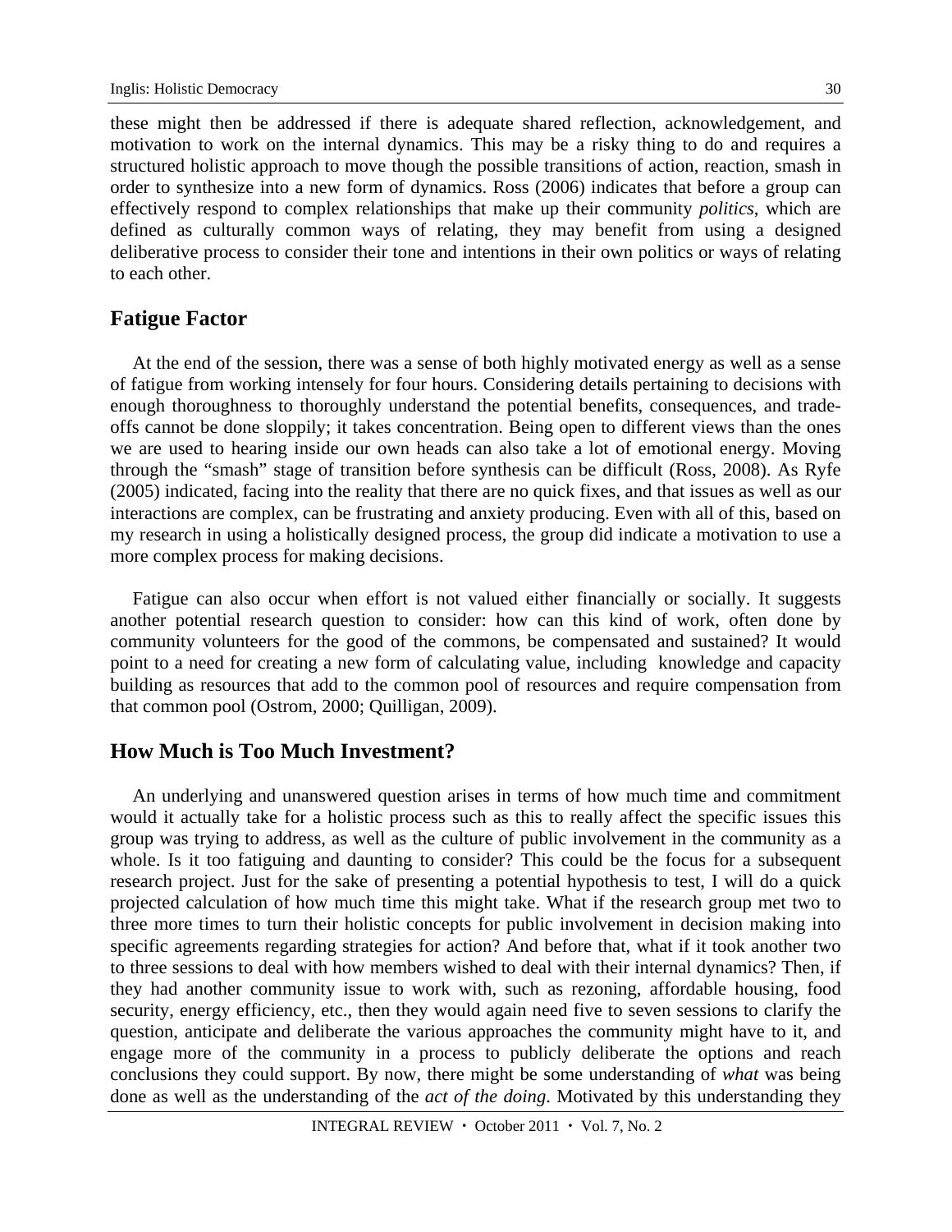these might then be addressed if there is adequate shared reflection, acknowledgement, and motivation to work on the internal dynamics. This may be a risky thing to do and requires a structured holistic approach to move though the possible transitions of action, reaction, smash in order to synthesize into a new form of dynamics. Ross (2006) indicates that before a group can effectively respond to complex relationships that make up their community *politics*, which are defined as culturally common ways of relating, they may benefit from using a designed deliberative process to consider their tone and intentions in their own politics or ways of relating to each other.

## Fatigue Factor

At the end of the session, there was a sense of both highly motivated energy as well as a sense of fatigue from working intensely for four hours. Considering details pertaining to decisions with enough thoroughness to thoroughly understand the potential benefits, consequences, and trade-offs cannot be done sloppily; it takes concentration. Being open to different views than the ones we are used to hearing inside our own heads can also take a lot of emotional energy. Moving through the "smash" stage of transition before synthesis can be difficult (Ross, 2008). As Ryfe (2005) indicated, facing into the reality that there are no quick fixes, and that issues as well as our interactions are complex, can be frustrating and anxiety producing. Even with all of this, based on my research in using a holistically designed process, the group did indicate a motivation to use a more complex process for making decisions.

Fatigue can also occur when effort is not valued either financially or socially. It suggests another potential research question to consider: how can this kind of work, often done by community volunteers for the good of the commons, be compensated and sustained? It would point to a need for creating a new form of calculating value, including knowledge and capacity building as resources that add to the common pool of resources and require compensation from that common pool (Ostrom, 2000; Quilligan, 2009).

## How Much is Too Much Investment?

An underlying and unanswered question arises in terms of how much time and commitment would it actually take for a holistic process such as this to really affect the specific issues this group was trying to address, as well as the culture of public involvement in the community as a whole. Is it too fatiguing and daunting to consider? This could be the focus for a subsequent research project. Just for the sake of presenting a potential hypothesis to test, I will do a quick projected calculation of how much time this might take. What if the research group met two to three more times to turn their holistic concepts for public involvement in decision making into specific agreements regarding strategies for action? And before that, what if it took another two to three sessions to deal with how members wished to deal with their internal dynamics? Then, if they had another community issue to work with, such as rezoning, affordable housing, food security, energy efficiency, etc., then they would again need five to seven sessions to clarify the question, anticipate and deliberate the various approaches the community might have to it, and engage more of the community in a process to publicly deliberate the options and reach conclusions they could support. By now, there might be some understanding of *what* was being done as well as the understanding of the *act of the doing*. Motivated by this understanding they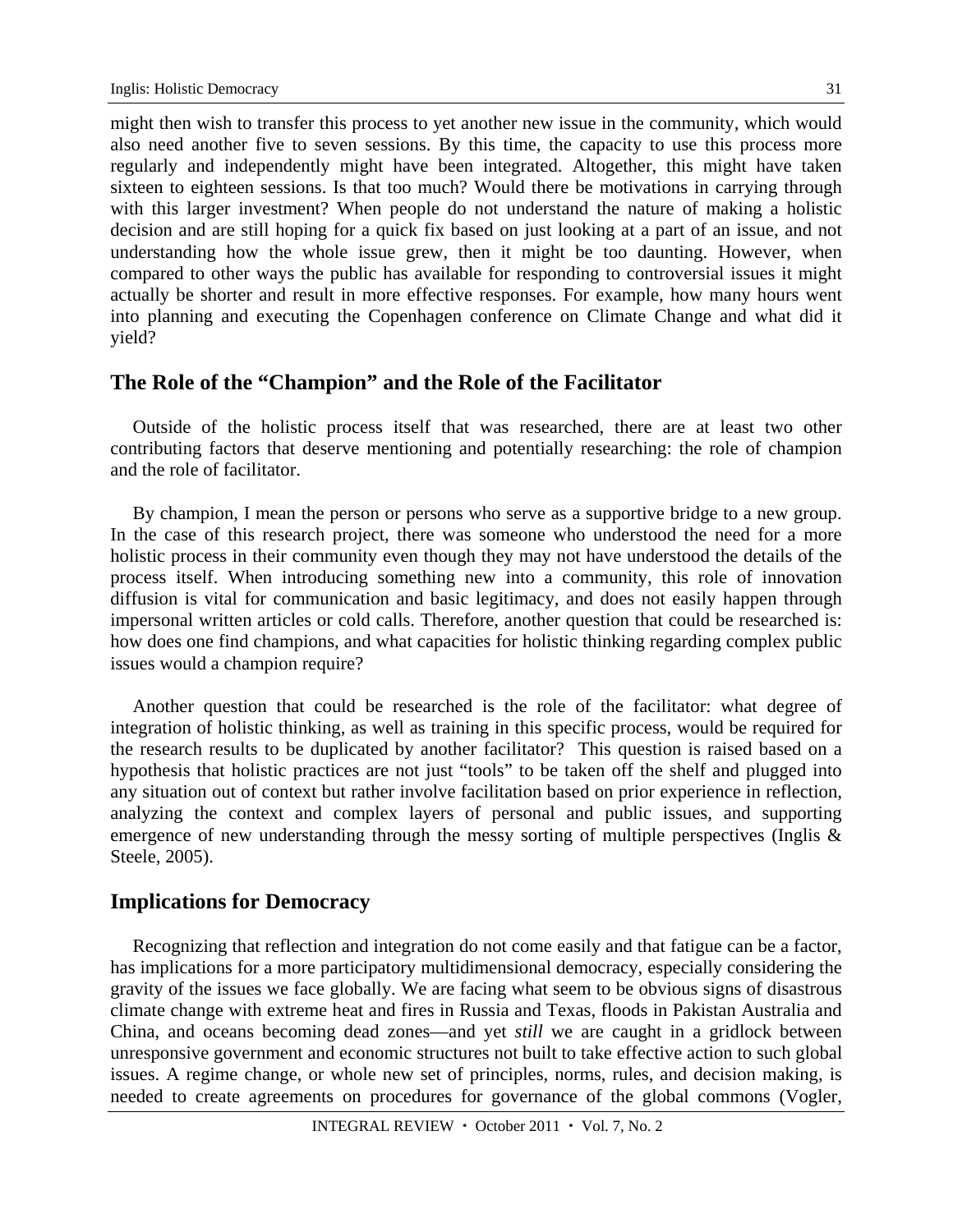might then wish to transfer this process to yet another new issue in the community, which would also need another five to seven sessions. By this time, the capacity to use this process more regularly and independently might have been integrated. Altogether, this might have taken sixteen to eighteen sessions. Is that too much? Would there be motivations in carrying through with this larger investment? When people do not understand the nature of making a holistic decision and are still hoping for a quick fix based on just looking at a part of an issue, and not understanding how the whole issue grew, then it might be too daunting. However, when compared to other ways the public has available for responding to controversial issues it might actually be shorter and result in more effective responses. For example, how many hours went into planning and executing the Copenhagen conference on Climate Change and what did it yield?

## The Role of the "Champion" and the Role of the Facilitator

Outside of the holistic process itself that was researched, there are at least two other contributing factors that deserve mentioning and potentially researching: the role of champion and the role of facilitator.

By champion, I mean the person or persons who serve as a supportive bridge to a new group. In the case of this research project, there was someone who understood the need for a more holistic process in their community even though they may not have understood the details of the process itself. When introducing something new into a community, this role of innovation diffusion is vital for communication and basic legitimacy, and does not easily happen through impersonal written articles or cold calls. Therefore, another question that could be researched is: how does one find champions, and what capacities for holistic thinking regarding complex public issues would a champion require?

Another question that could be researched is the role of the facilitator: what degree of integration of holistic thinking, as well as training in this specific process, would be required for the research results to be duplicated by another facilitator? This question is raised based on a hypothesis that holistic practices are not just "tools" to be taken off the shelf and plugged into any situation out of context but rather involve facilitation based on prior experience in reflection, analyzing the context and complex layers of personal and public issues, and supporting emergence of new understanding through the messy sorting of multiple perspectives (Inglis & Steele, 2005).

## Implications for Democracy

Recognizing that reflection and integration do not come easily and that fatigue can be a factor, has implications for a more participatory multidimensional democracy, especially considering the gravity of the issues we face globally. We are facing what seem to be obvious signs of disastrous climate change with extreme heat and fires in Russia and Texas, floods in Pakistan Australia and China, and oceans becoming dead zones—and yet *still* we are caught in a gridlock between unresponsive government and economic structures not built to take effective action to such global issues. A regime change, or whole new set of principles, norms, rules, and decision making, is needed to create agreements on procedures for governance of the global commons (Vogler,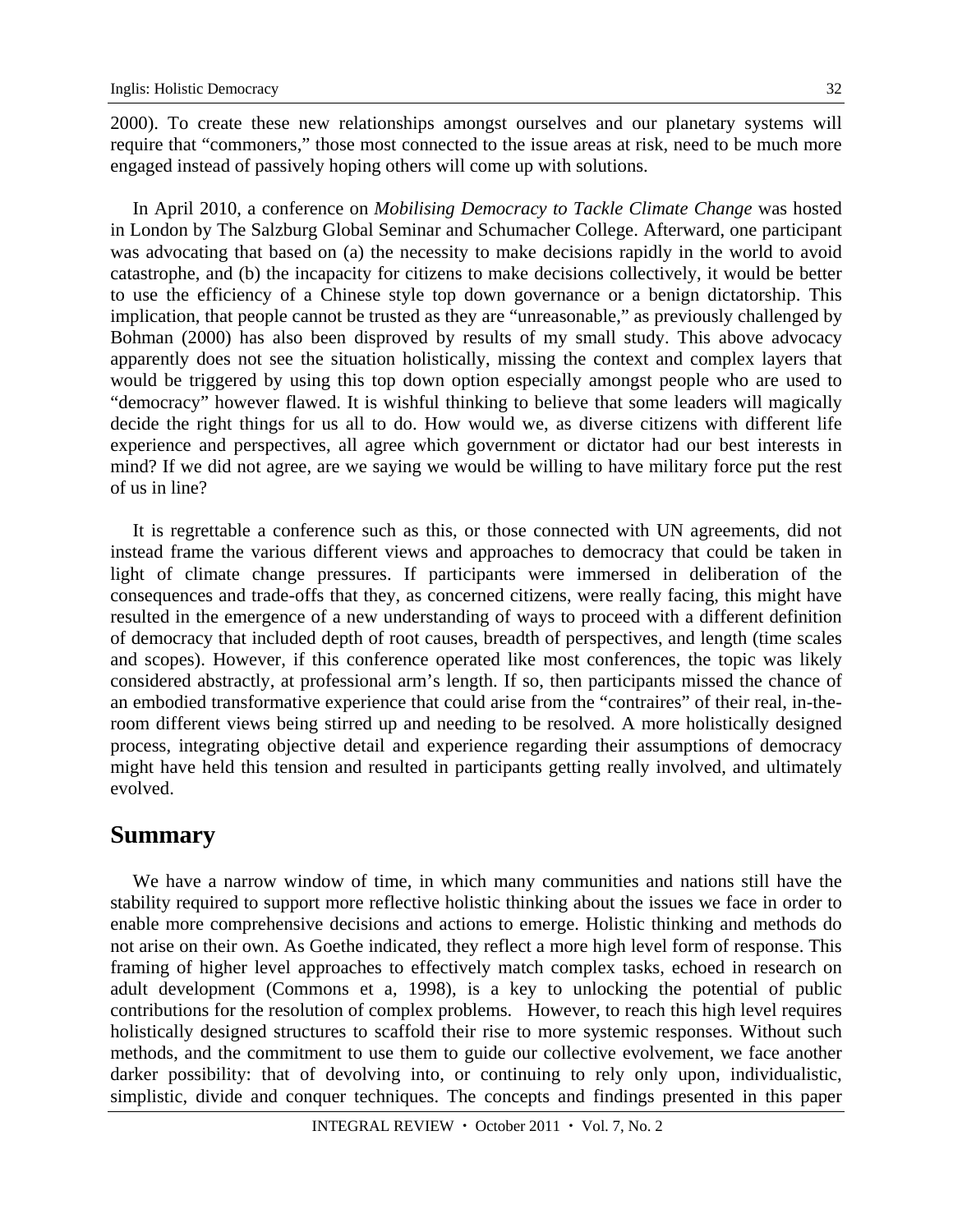2000). To create these new relationships amongst ourselves and our planetary systems will require that "commoners," those most connected to the issue areas at risk, need to be much more engaged instead of passively hoping others will come up with solutions.

In April 2010, a conference on *Mobilising Democracy to Tackle Climate Change* was hosted in London by The Salzburg Global Seminar and Schumacher College. Afterward, one participant was advocating that based on (a) the necessity to make decisions rapidly in the world to avoid catastrophe, and (b) the incapacity for citizens to make decisions collectively, it would be better to use the efficiency of a Chinese style top down governance or a benign dictatorship. This implication, that people cannot be trusted as they are "unreasonable," as previously challenged by Bohman (2000) has also been disproved by results of my small study. This above advocacy apparently does not see the situation holistically, missing the context and complex layers that would be triggered by using this top down option especially amongst people who are used to "democracy" however flawed. It is wishful thinking to believe that some leaders will magically decide the right things for us all to do. How would we, as diverse citizens with different life experience and perspectives, all agree which government or dictator had our best interests in mind? If we did not agree, are we saying we would be willing to have military force put the rest of us in line?

It is regrettable a conference such as this, or those connected with UN agreements, did not instead frame the various different views and approaches to democracy that could be taken in light of climate change pressures. If participants were immersed in deliberation of the consequences and trade-offs that they, as concerned citizens, were really facing, this might have resulted in the emergence of a new understanding of ways to proceed with a different definition of democracy that included depth of root causes, breadth of perspectives, and length (time scales and scopes). However, if this conference operated like most conferences, the topic was likely considered abstractly, at professional arm's length. If so, then participants missed the chance of an embodied transformative experience that could arise from the "contraires" of their real, in-the-room different views being stirred up and needing to be resolved. A more holistically designed process, integrating objective detail and experience regarding their assumptions of democracy might have held this tension and resulted in participants getting really involved, and ultimately evolved.

## Summary

We have a narrow window of time, in which many communities and nations still have the stability required to support more reflective holistic thinking about the issues we face in order to enable more comprehensive decisions and actions to emerge. Holistic thinking and methods do not arise on their own. As Goethe indicated, they reflect a more high level form of response. This framing of higher level approaches to effectively match complex tasks, echoed in research on adult development (Commons et a, 1998), is a key to unlocking the potential of public contributions for the resolution of complex problems. However, to reach this high level requires holistically designed structures to scaffold their rise to more systemic responses. Without such methods, and the commitment to use them to guide our collective evolvement, we face another darker possibility: that of devolving into, or continuing to rely only upon, individualistic, simplistic, divide and conquer techniques. The concepts and findings presented in this paper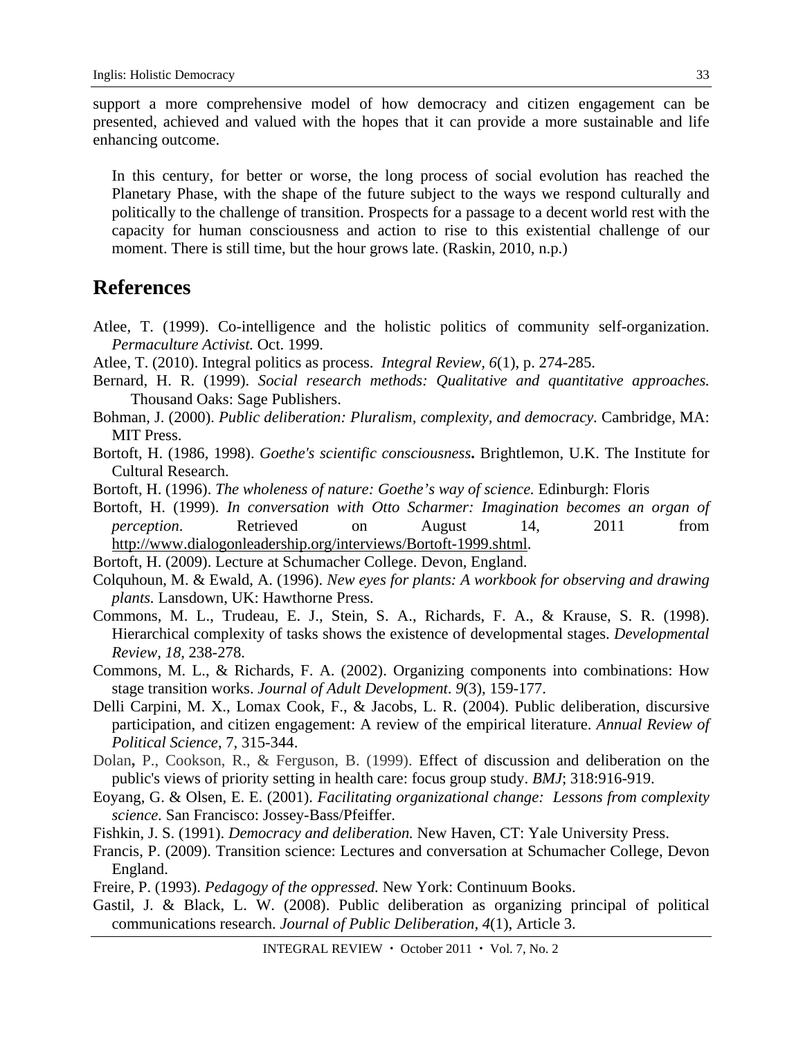support a more comprehensive model of how democracy and citizen engagement can be presented, achieved and valued with the hopes that it can provide a more sustainable and life enhancing outcome.

> In this century, for better or worse, the long process of social evolution has reached the Planetary Phase, with the shape of the future subject to the ways we respond culturally and politically to the challenge of transition. Prospects for a passage to a decent world rest with the capacity for human consciousness and action to rise to this existential challenge of our moment. There is still time, but the hour grows late. (Raskin, 2010, n.p.)

## References

Atlee, T. (1999). Co-intelligence and the holistic politics of community self-organization. *Permaculture Activist.* Oct. 1999.

Atlee, T. (2010). Integral politics as process. *Integral Review, 6*(1), p. 274-285.

Bernard, H. R. (1999). *Social research methods: Qualitative and quantitative approaches.* Thousand Oaks: Sage Publishers.

Bohman, J. (2000). *Public deliberation: Pluralism, complexity, and democracy.* Cambridge, MA: MIT Press.

Bortoft, H. (1986, 1998). *Goethe's scientific consciousness***.** Brightlemon, U.K. The Institute for Cultural Research.

Bortoft, H. (1996). *The wholeness of nature: Goethe's way of science.* Edinburgh: Floris

Bortoft, H. (1999). *In conversation with Otto Scharmer: Imagination becomes an organ of perception*. Retrieved on August 14, 2011 from http://www.dialogonleadership.org/interviews/Bortoft-1999.shtml.

Bortoft, H. (2009). Lecture at Schumacher College. Devon, England.

Colquhoun, M. & Ewald, A. (1996). *New eyes for plants: A workbook for observing and drawing plants.* Lansdown, UK: Hawthorne Press.

Commons, M. L., Trudeau, E. J., Stein, S. A., Richards, F. A., & Krause, S. R. (1998). Hierarchical complexity of tasks shows the existence of developmental stages. *Developmental Review*, *18*, 238-278.

Commons, M. L., & Richards, F. A. (2002). Organizing components into combinations: How stage transition works. *Journal of Adult Development*. *9*(3), 159-177.

Delli Carpini, M. X., Lomax Cook, F., & Jacobs, L. R. (2004). Public deliberation, discursive participation, and citizen engagement: A review of the empirical literature. *Annual Review of Political Science*, 7, 315-344.

Dolan**,** P., Cookson, R., & Ferguson, B. (1999). Effect of discussion and deliberation on the public's views of priority setting in health care: focus group study. *BMJ*; 318:916-919.

Eoyang, G. & Olsen, E. E. (2001). *Facilitating organizational change: Lessons from complexity science.* San Francisco: Jossey-Bass/Pfeiffer.

Fishkin, J. S. (1991). *Democracy and deliberation.* New Haven, CT: Yale University Press.

Francis, P. (2009). Transition science: Lectures and conversation at Schumacher College, Devon England.

Freire, P. (1993). *Pedagogy of the oppressed.* New York: Continuum Books.

Gastil, J. & Black, L. W. (2008). Public deliberation as organizing principal of political communications research. *Journal of Public Deliberation*, *4*(1), Article 3.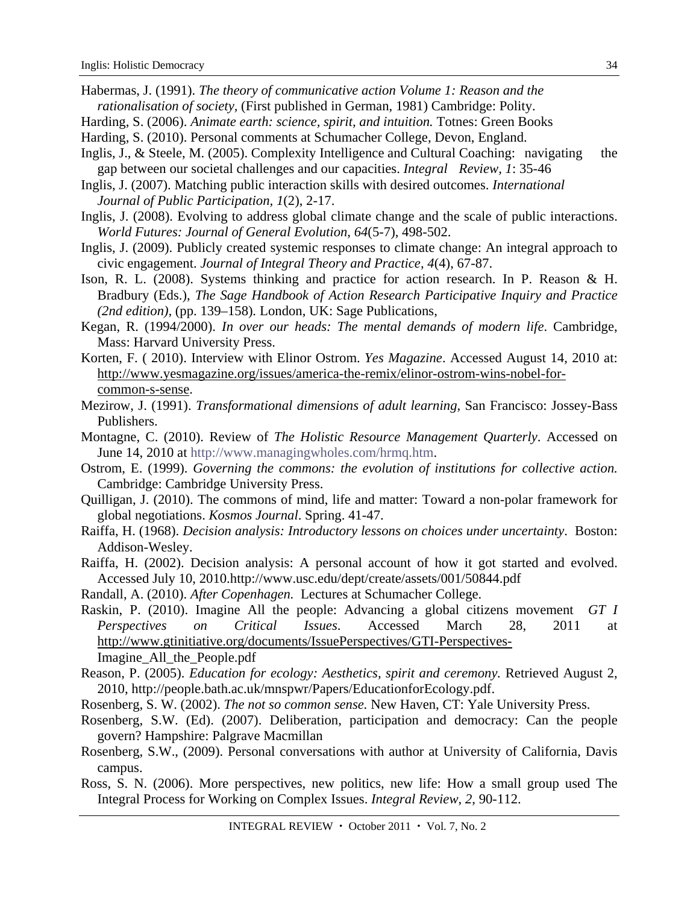Habermas, J. (1991). *The theory of communicative action Volume 1: Reason and the rationalisation of society,* (First published in German, 1981) Cambridge: Polity.

Harding, S. (2006). *Animate earth: science, spirit, and intuition.* Totnes: Green Books

Harding, S. (2010). Personal comments at Schumacher College, Devon, England.

Inglis, J., & Steele, M. (2005). Complexity Intelligence and Cultural Coaching: navigating the gap between our societal challenges and our capacities. *Integral Review, 1*: 35-46

Inglis, J. (2007). Matching public interaction skills with desired outcomes. *International Journal of Public Participation, 1*(2), 2-17.

Inglis, J. (2008). Evolving to address global climate change and the scale of public interactions. *World Futures: Journal of General Evolution, 64*(5-7), 498-502.

Inglis, J. (2009). Publicly created systemic responses to climate change: An integral approach to civic engagement. *Journal of Integral Theory and Practice, 4*(4), 67-87.

Ison, R. L. (2008). Systems thinking and practice for action research. In P. Reason & H. Bradbury (Eds.), *The Sage Handbook of Action Research Participative Inquiry and Practice (2nd edition)*, (pp. 139–158). London, UK: Sage Publications,

Kegan, R. (1994/2000). *In over our heads: The mental demands of modern life*. Cambridge, Mass: Harvard University Press.

Korten, F. ( 2010). Interview with Elinor Ostrom. *Yes Magazine*. Accessed August 14, 2010 at: http://www.yesmagazine.org/issues/america-the-remix/elinor-ostrom-wins-nobel-for-common-s-sense.

Mezirow, J. (1991). *Transformational dimensions of adult learning*, San Francisco: Jossey-Bass Publishers.

Montagne, C. (2010). Review of *The Holistic Resource Management Quarterly*. Accessed on June 14, 2010 at http://www.managingwholes.com/hrmq.htm.

Ostrom, E. (1999). *Governing the commons: the evolution of institutions for collective action.* Cambridge: Cambridge University Press.

Quilligan, J. (2010). The commons of mind, life and matter: Toward a non-polar framework for global negotiations. *Kosmos Journal*. Spring. 41-47.

Raiffa, H. (1968). *Decision analysis: Introductory lessons on choices under uncertainty*. Boston: Addison-Wesley.

Raiffa, H. (2002). Decision analysis: A personal account of how it got started and evolved. Accessed July 10, 2010.http://www.usc.edu/dept/create/assets/001/50844.pdf

Randall, A. (2010). *After Copenhagen.* Lectures at Schumacher College.

Raskin, P. (2010). Imagine All the people: Advancing a global citizens movement *GT I Perspectives on Critical Issues*. Accessed March 28, 2011 at http://www.gtinitiative.org/documents/IssuePerspectives/GTI-Perspectives-Imagine_All_the_People.pdf

Reason, P. (2005). *Education for ecology: Aesthetics, spirit and ceremony.* Retrieved August 2, 2010, http://people.bath.ac.uk/mnspwr/Papers/EducationforEcology.pdf.

Rosenberg, S. W. (2002). *The not so common sense.* New Haven, CT: Yale University Press.

Rosenberg, S.W. (Ed). (2007). Deliberation, participation and democracy: Can the people govern? Hampshire: Palgrave Macmillan

Rosenberg, S.W., (2009). Personal conversations with author at University of California, Davis campus.

Ross, S. N. (2006). More perspectives, new politics, new life: How a small group used The Integral Process for Working on Complex Issues. *Integral Review, 2*, 90-112.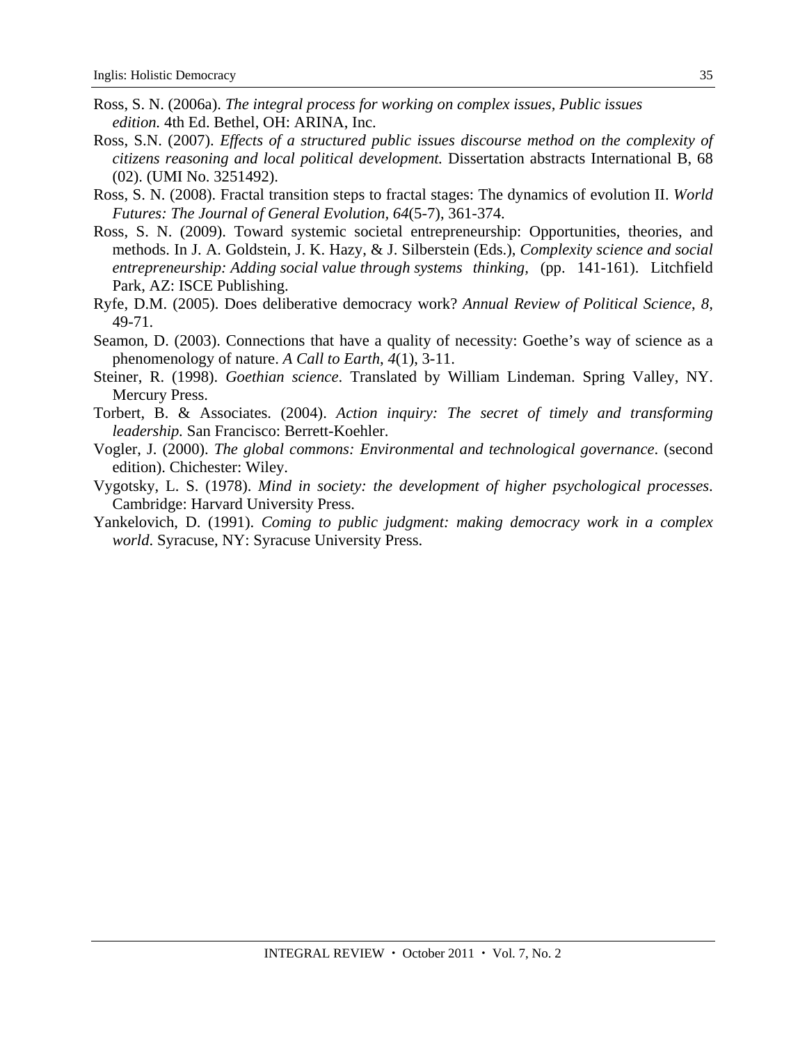Ross, S. N. (2006a). *The integral process for working on complex issues, Public issues edition.* 4th Ed. Bethel, OH: ARINA, Inc.

Ross, S.N. (2007). *Effects of a structured public issues discourse method on the complexity of citizens reasoning and local political development.* Dissertation abstracts International B, 68 (02). (UMI No. 3251492).

Ross, S. N. (2008). Fractal transition steps to fractal stages: The dynamics of evolution II. *World Futures: The Journal of General Evolution*, *64*(5-7), 361-374.

Ross, S. N. (2009). Toward systemic societal entrepreneurship: Opportunities, theories, and methods. In J. A. Goldstein, J. K. Hazy, & J. Silberstein (Eds.), *Complexity science and social entrepreneurship: Adding social value through systems thinking,* (pp. 141-161). Litchfield Park, AZ: ISCE Publishing.

Ryfe, D.M. (2005). Does deliberative democracy work? *Annual Review of Political Science*, *8*, 49-71.

Seamon, D. (2003). Connections that have a quality of necessity: Goethe's way of science as a phenomenology of nature. *A Call to Earth*, *4*(1), 3-11.

Steiner, R. (1998). *Goethian science*. Translated by William Lindeman. Spring Valley, NY. Mercury Press.

Torbert, B. & Associates. (2004). *Action inquiry: The secret of timely and transforming leadership.* San Francisco: Berrett-Koehler.

Vogler, J. (2000). *The global commons: Environmental and technological governance*. (second edition). Chichester: Wiley.

Vygotsky, L. S. (1978). *Mind in society: the development of higher psychological processes*. Cambridge: Harvard University Press.

Yankelovich, D. (1991). *Coming to public judgment: making democracy work in a complex world*. Syracuse, NY: Syracuse University Press.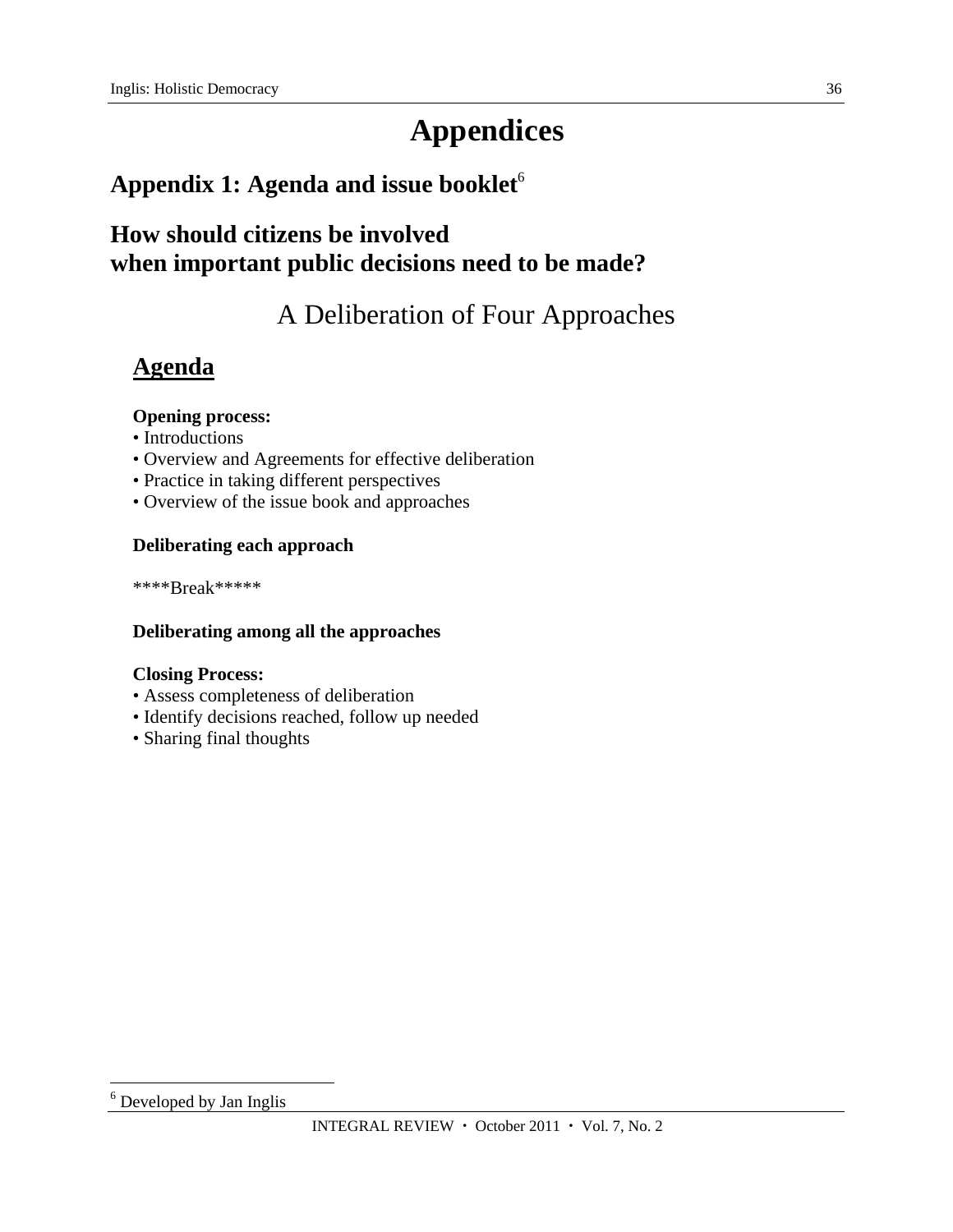# Appendices

## Appendix 1: Agenda and issue booklet[6]

## How should citizens be involved when important public decisions need to be made?

### A Deliberation of Four Approaches

### Agenda

**Opening process:**
- Introductions
- Overview and Agreements for effective deliberation
- Practice in taking different perspectives
- Overview of the issue book and approaches

**Deliberating each approach**

****Break*****

**Deliberating among all the approaches**

**Closing Process:**
- Assess completeness of deliberation
- Identify decisions reached, follow up needed
- Sharing final thoughts

---

[6] Developed by Jan Inglis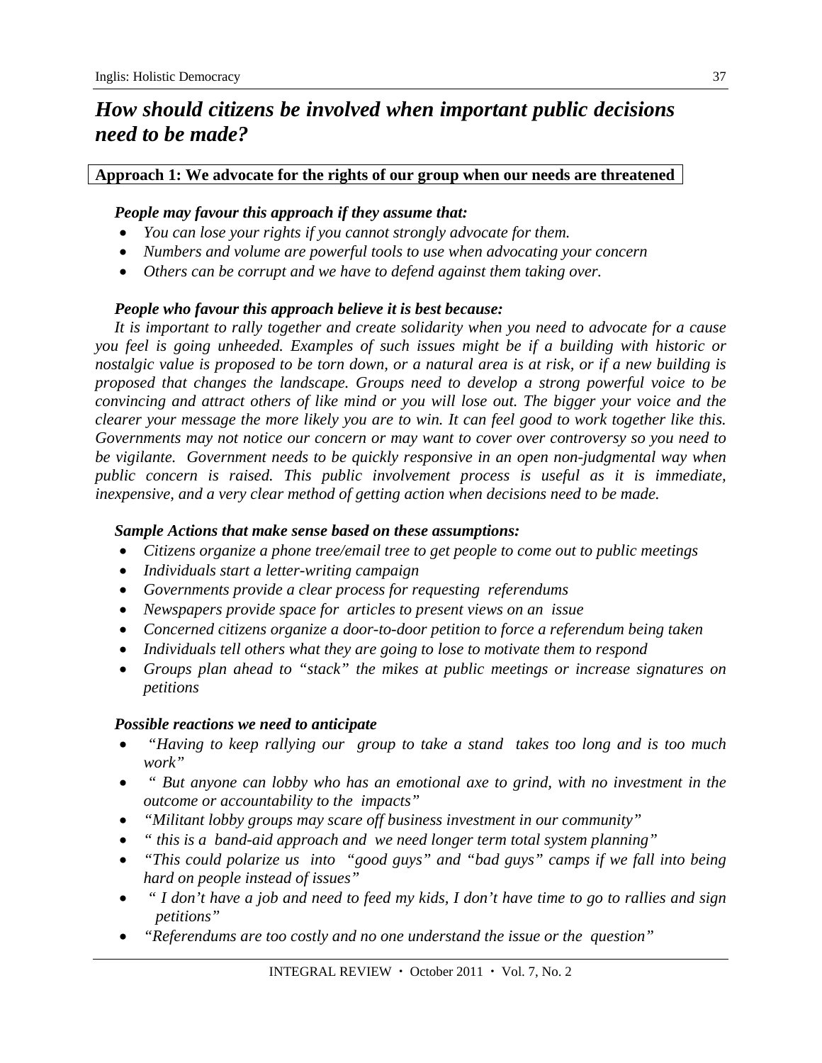## *How should citizens be involved when important public decisions need to be made?*

**Approach 1: We advocate for the rights of our group when our needs are threatened**

***People may favour this approach if they assume that:***

- *You can lose your rights if you cannot strongly advocate for them.*
- *Numbers and volume are powerful tools to use when advocating your concern*
- *Others can be corrupt and we have to defend against them taking over.*

***People who favour this approach believe it is best because:***

*It is important to rally together and create solidarity when you need to advocate for a cause you feel is going unheeded. Examples of such issues might be if a building with historic or nostalgic value is proposed to be torn down, or a natural area is at risk, or if a new building is proposed that changes the landscape. Groups need to develop a strong powerful voice to be convincing and attract others of like mind or you will lose out. The bigger your voice and the clearer your message the more likely you are to win. It can feel good to work together like this. Governments may not notice our concern or may want to cover over controversy so you need to be vigilante. Government needs to be quickly responsive in an open non-judgmental way when public concern is raised. This public involvement process is useful as it is immediate, inexpensive, and a very clear method of getting action when decisions need to be made.*

***Sample Actions that make sense based on these assumptions:***

- *Citizens organize a phone tree/email tree to get people to come out to public meetings*
- *Individuals start a letter-writing campaign*
- *Governments provide a clear process for requesting referendums*
- *Newspapers provide space for articles to present views on an issue*
- *Concerned citizens organize a door-to-door petition to force a referendum being taken*
- *Individuals tell others what they are going to lose to motivate them to respond*
- *Groups plan ahead to "stack" the mikes at public meetings or increase signatures on petitions*

***Possible reactions we need to anticipate***

- *"Having to keep rallying our group to take a stand takes too long and is too much work"*
- *" But anyone can lobby who has an emotional axe to grind, with no investment in the outcome or accountability to the impacts"*
- *"Militant lobby groups may scare off business investment in our community"*
- *" this is a band-aid approach and we need longer term total system planning"*
- *"This could polarize us into "good guys" and "bad guys" camps if we fall into being hard on people instead of issues"*
- *" I don't have a job and need to feed my kids, I don't have time to go to rallies and sign petitions"*
- *"Referendums are too costly and no one understand the issue or the question"*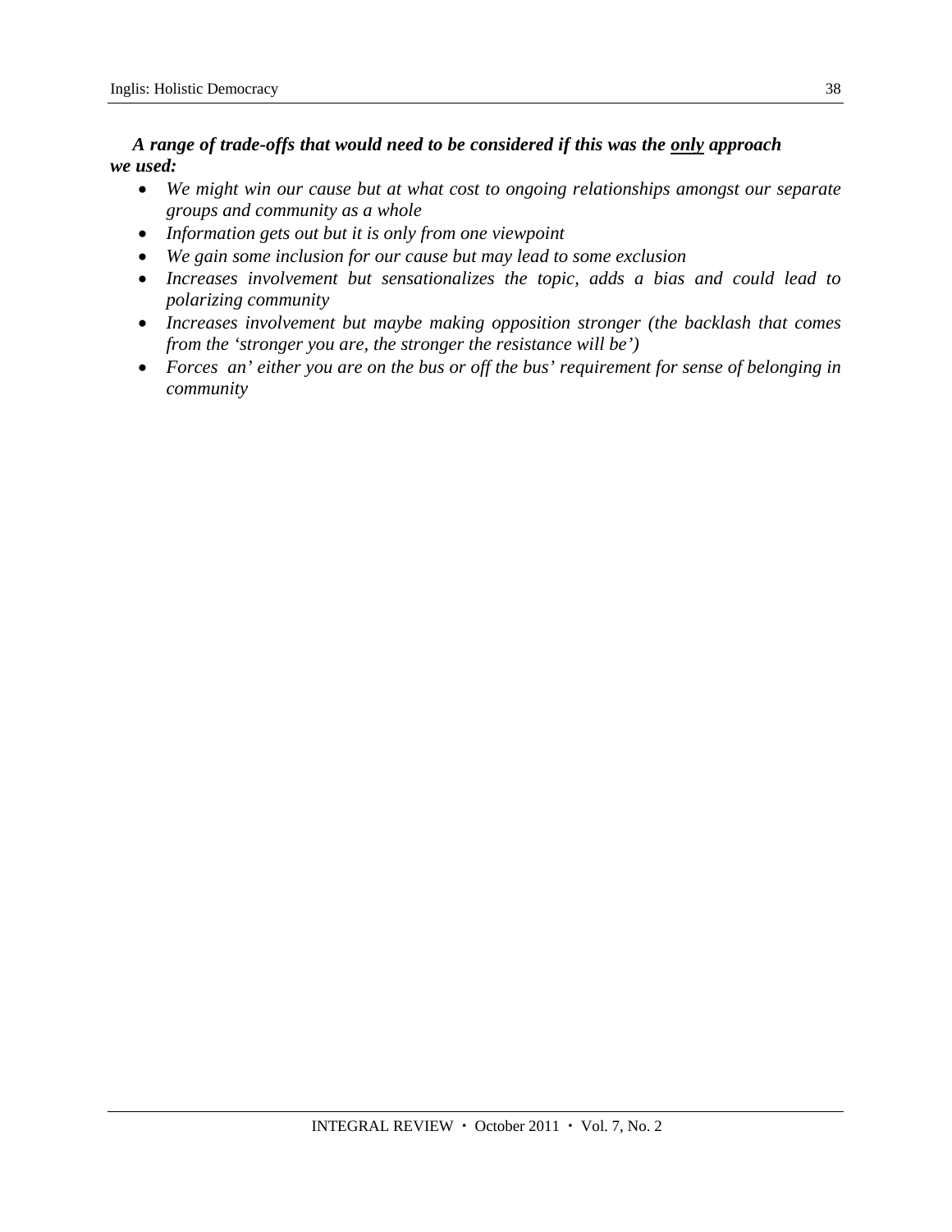***A range of trade-offs that would need to be considered if this was the <u>only</u> approach we used:***

- *We might win our cause but at what cost to ongoing relationships amongst our separate groups and community as a whole*
- *Information gets out but it is only from one viewpoint*
- *We gain some inclusion for our cause but may lead to some exclusion*
- *Increases involvement but sensationalizes the topic, adds a bias and could lead to polarizing community*
- *Increases involvement but maybe making opposition stronger (the backlash that comes from the 'stronger you are, the stronger the resistance will be')*
- *Forces an' either you are on the bus or off the bus' requirement for sense of belonging in community*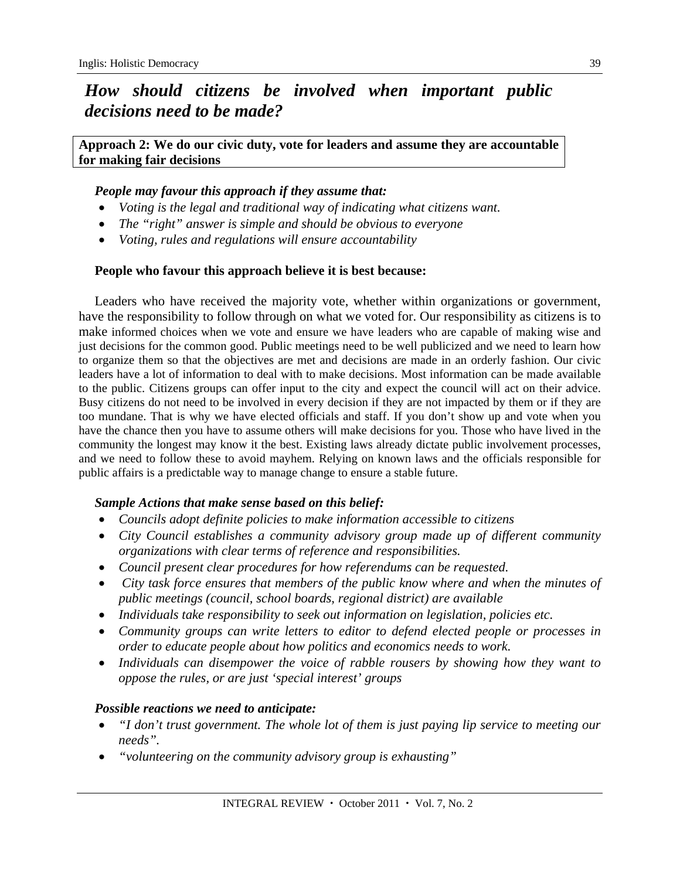## *How should citizens be involved when important public decisions need to be made?*

**Approach 2: We do our civic duty, vote for leaders and assume they are accountable for making fair decisions**

***People may favour this approach if they assume that:***

- *Voting is the legal and traditional way of indicating what citizens want.*
- *The "right" answer is simple and should be obvious to everyone*
- *Voting, rules and regulations will ensure accountability*

**People who favour this approach believe it is best because:**

Leaders who have received the majority vote, whether within organizations or government, have the responsibility to follow through on what we voted for. Our responsibility as citizens is to make informed choices when we vote and ensure we have leaders who are capable of making wise and just decisions for the common good. Public meetings need to be well publicized and we need to learn how to organize them so that the objectives are met and decisions are made in an orderly fashion. Our civic leaders have a lot of information to deal with to make decisions. Most information can be made available to the public. Citizens groups can offer input to the city and expect the council will act on their advice. Busy citizens do not need to be involved in every decision if they are not impacted by them or if they are too mundane. That is why we have elected officials and staff. If you don't show up and vote when you have the chance then you have to assume others will make decisions for you. Those who have lived in the community the longest may know it the best. Existing laws already dictate public involvement processes, and we need to follow these to avoid mayhem. Relying on known laws and the officials responsible for public affairs is a predictable way to manage change to ensure a stable future.

***Sample Actions that make sense based on this belief:***

- *Councils adopt definite policies to make information accessible to citizens*
- *City Council establishes a community advisory group made up of different community organizations with clear terms of reference and responsibilities.*
- *Council present clear procedures for how referendums can be requested.*
- *City task force ensures that members of the public know where and when the minutes of public meetings (council, school boards, regional district) are available*
- *Individuals take responsibility to seek out information on legislation, policies etc.*
- *Community groups can write letters to editor to defend elected people or processes in order to educate people about how politics and economics needs to work.*
- *Individuals can disempower the voice of rabble rousers by showing how they want to oppose the rules, or are just 'special interest' groups*

***Possible reactions we need to anticipate:***

- *"I don't trust government. The whole lot of them is just paying lip service to meeting our needs".*
- *"volunteering on the community advisory group is exhausting"*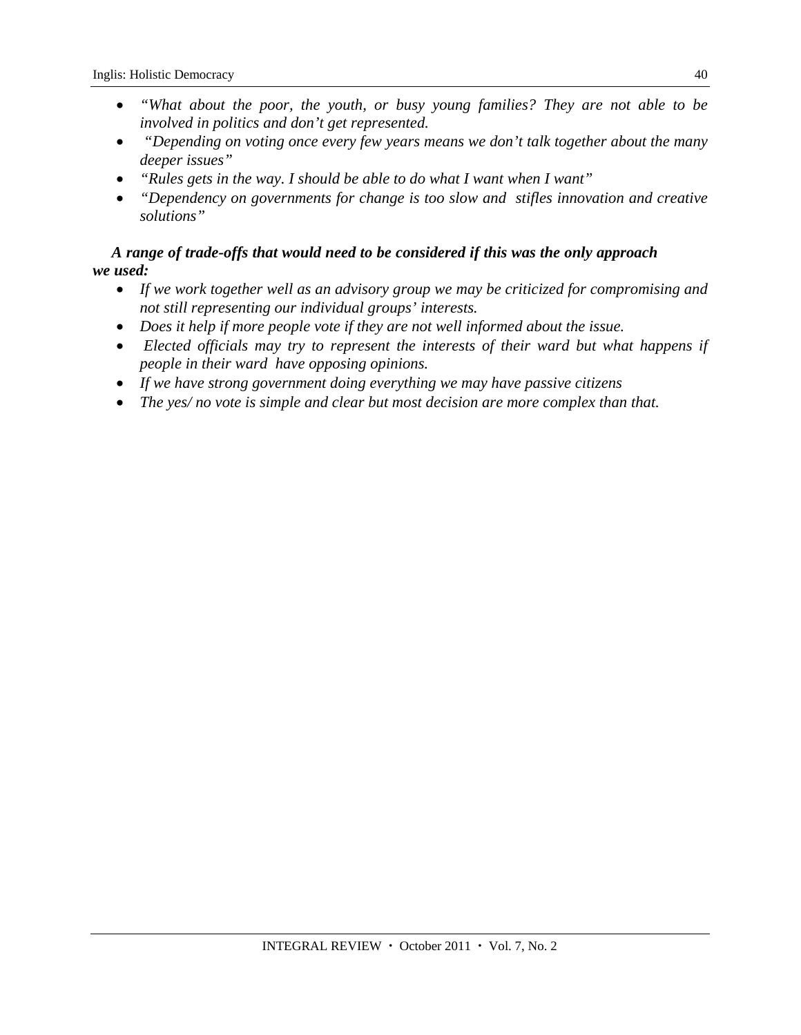- *"What about the poor, the youth, or busy young families? They are not able to be involved in politics and don't get represented.*
- *"Depending on voting once every few years means we don't talk together about the many deeper issues"*
- *"Rules gets in the way. I should be able to do what I want when I want"*
- *"Dependency on governments for change is too slow and stifles innovation and creative solutions"*

***A range of trade-offs that would need to be considered if this was the only approach we used:***

- *If we work together well as an advisory group we may be criticized for compromising and not still representing our individual groups' interests.*
- *Does it help if more people vote if they are not well informed about the issue.*
- *Elected officials may try to represent the interests of their ward but what happens if people in their ward have opposing opinions.*
- *If we have strong government doing everything we may have passive citizens*
- *The yes/ no vote is simple and clear but most decision are more complex than that.*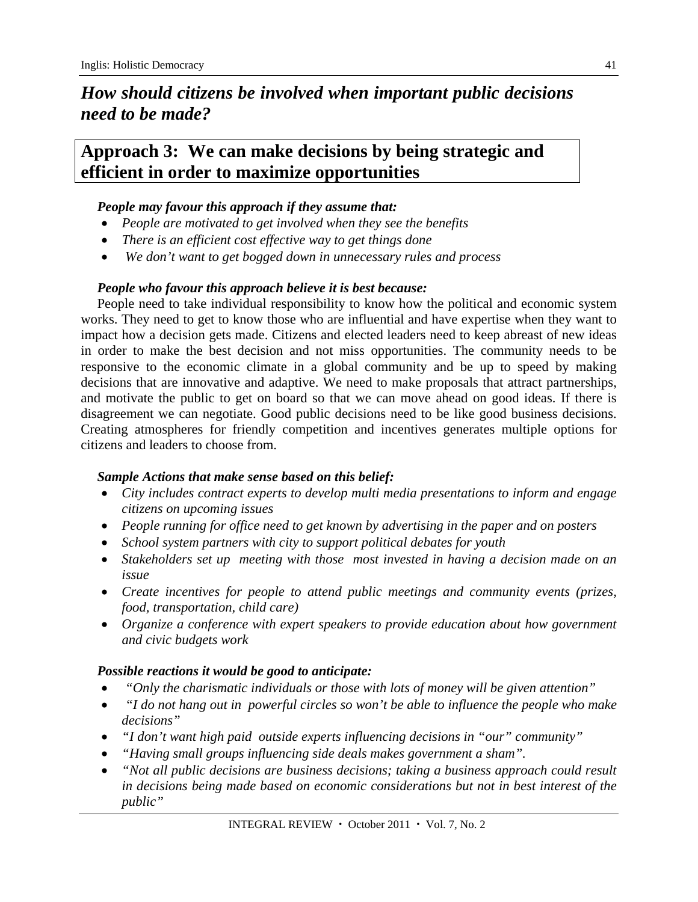## *How should citizens be involved when important public decisions need to be made?*

## Approach 3: We can make decisions by being strategic and efficient in order to maximize opportunities

***People may favour this approach if they assume that:***

- *People are motivated to get involved when they see the benefits*
- *There is an efficient cost effective way to get things done*
- *We don't want to get bogged down in unnecessary rules and process*

***People who favour this approach believe it is best because:***

People need to take individual responsibility to know how the political and economic system works. They need to get to know those who are influential and have expertise when they want to impact how a decision gets made. Citizens and elected leaders need to keep abreast of new ideas in order to make the best decision and not miss opportunities. The community needs to be responsive to the economic climate in a global community and be up to speed by making decisions that are innovative and adaptive. We need to make proposals that attract partnerships, and motivate the public to get on board so that we can move ahead on good ideas. If there is disagreement we can negotiate. Good public decisions need to be like good business decisions. Creating atmospheres for friendly competition and incentives generates multiple options for citizens and leaders to choose from.

***Sample Actions that make sense based on this belief:***

- *City includes contract experts to develop multi media presentations to inform and engage citizens on upcoming issues*
- *People running for office need to get known by advertising in the paper and on posters*
- *School system partners with city to support political debates for youth*
- *Stakeholders set up meeting with those most invested in having a decision made on an issue*
- *Create incentives for people to attend public meetings and community events (prizes, food, transportation, child care)*
- *Organize a conference with expert speakers to provide education about how government and civic budgets work*

***Possible reactions it would be good to anticipate:***

- *"Only the charismatic individuals or those with lots of money will be given attention"*
- *"I do not hang out in powerful circles so won't be able to influence the people who make decisions"*
- *"I don't want high paid outside experts influencing decisions in "our" community"*
- *"Having small groups influencing side deals makes government a sham".*
- *"Not all public decisions are business decisions; taking a business approach could result in decisions being made based on economic considerations but not in best interest of the public"*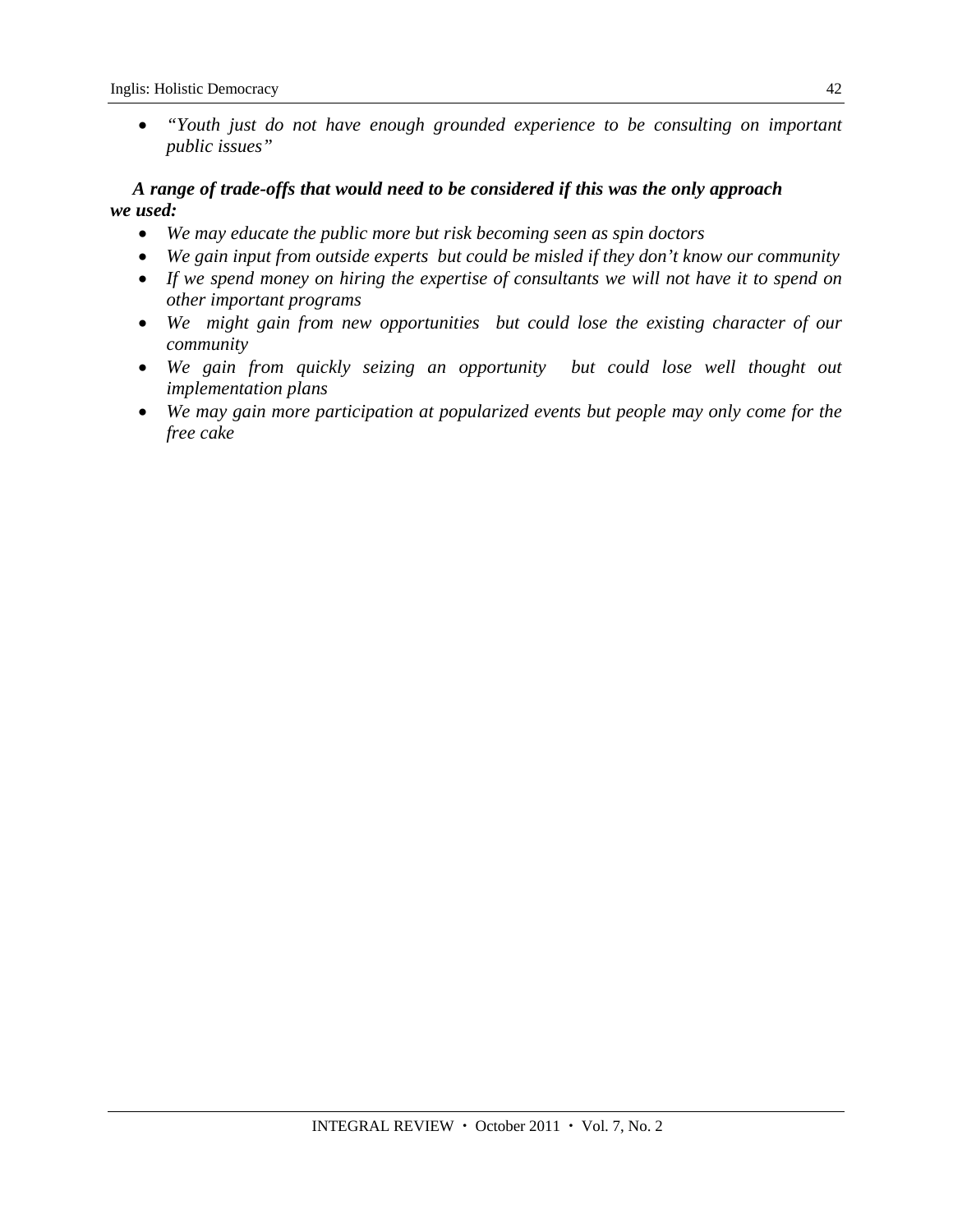- *"Youth just do not have enough grounded experience to be consulting on important public issues"*

***A range of trade-offs that would need to be considered if this was the only approach we used:***

- *We may educate the public more but risk becoming seen as spin doctors*
- *We gain input from outside experts but could be misled if they don't know our community*
- *If we spend money on hiring the expertise of consultants we will not have it to spend on other important programs*
- *We might gain from new opportunities but could lose the existing character of our community*
- *We gain from quickly seizing an opportunity but could lose well thought out implementation plans*
- *We may gain more participation at popularized events but people may only come for the free cake*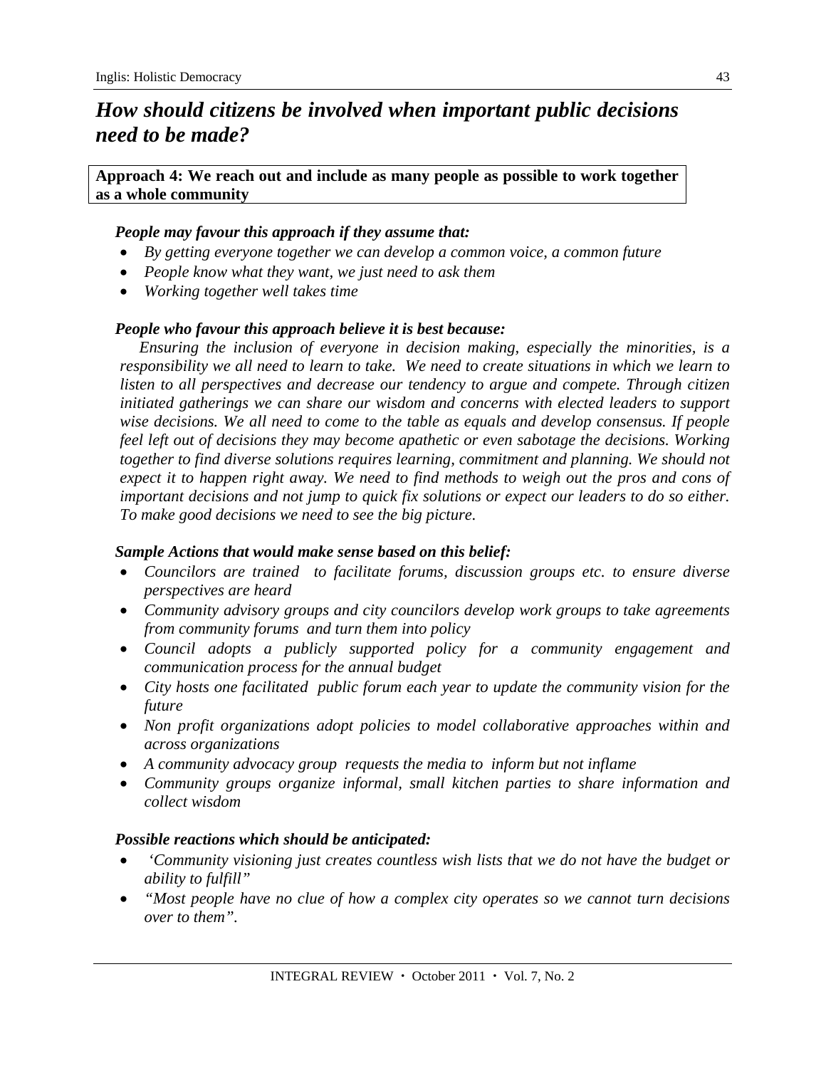## *How should citizens be involved when important public decisions need to be made?*

**Approach 4: We reach out and include as many people as possible to work together as a whole community**

***People may favour this approach if they assume that:***

- *By getting everyone together we can develop a common voice, a common future*
- *People know what they want, we just need to ask them*
- *Working together well takes time*

***People who favour this approach believe it is best because:***

*Ensuring the inclusion of everyone in decision making, especially the minorities, is a responsibility we all need to learn to take. We need to create situations in which we learn to listen to all perspectives and decrease our tendency to argue and compete. Through citizen initiated gatherings we can share our wisdom and concerns with elected leaders to support wise decisions. We all need to come to the table as equals and develop consensus. If people feel left out of decisions they may become apathetic or even sabotage the decisions. Working together to find diverse solutions requires learning, commitment and planning. We should not expect it to happen right away. We need to find methods to weigh out the pros and cons of important decisions and not jump to quick fix solutions or expect our leaders to do so either. To make good decisions we need to see the big picture.*

***Sample Actions that would make sense based on this belief:***

- *Councilors are trained to facilitate forums, discussion groups etc. to ensure diverse perspectives are heard*
- *Community advisory groups and city councilors develop work groups to take agreements from community forums and turn them into policy*
- *Council adopts a publicly supported policy for a community engagement and communication process for the annual budget*
- *City hosts one facilitated public forum each year to update the community vision for the future*
- *Non profit organizations adopt policies to model collaborative approaches within and across organizations*
- *A community advocacy group requests the media to inform but not inflame*
- *Community groups organize informal, small kitchen parties to share information and collect wisdom*

***Possible reactions which should be anticipated:***

- *'Community visioning just creates countless wish lists that we do not have the budget or ability to fulfill"*
- *"Most people have no clue of how a complex city operates so we cannot turn decisions over to them".*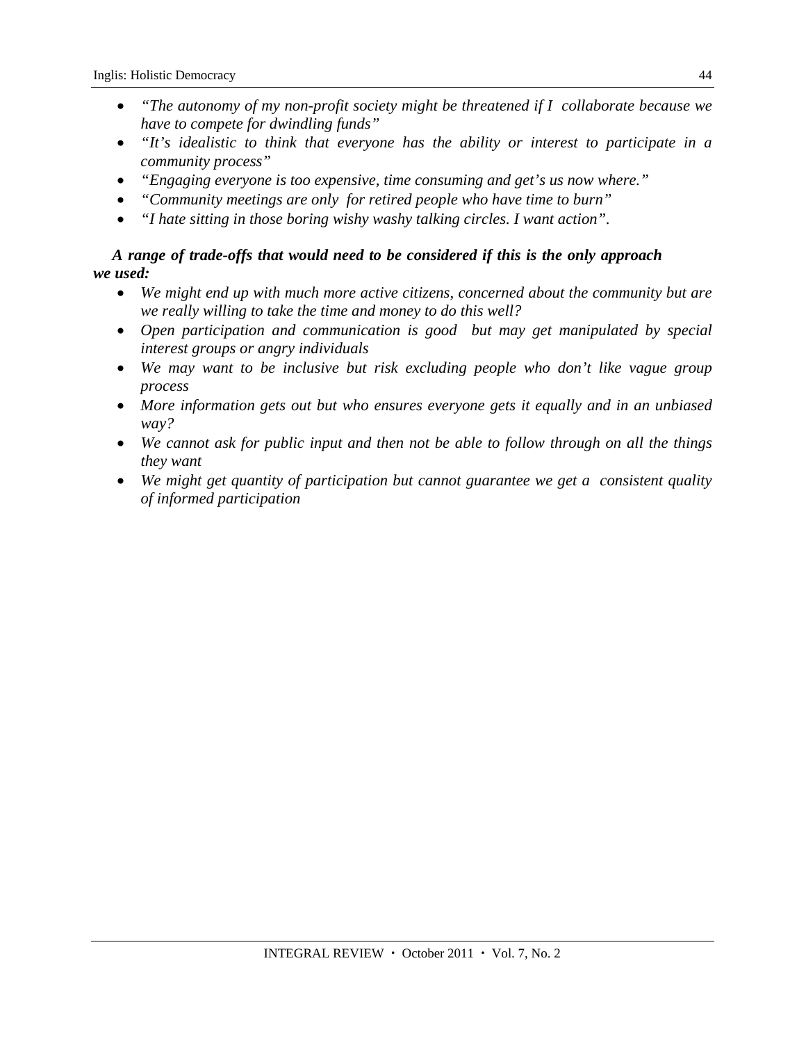- *“The autonomy of my non-profit society might be threatened if I collaborate because we have to compete for dwindling funds”*
- *“It’s idealistic to think that everyone has the ability or interest to participate in a community process”*
- *“Engaging everyone is too expensive, time consuming and get’s us now where.”*
- *“Community meetings are only for retired people who have time to burn”*
- *“I hate sitting in those boring wishy washy talking circles. I want action”.*

***A range of trade-offs that would need to be considered if this is the only approach we used:***

- *We might end up with much more active citizens, concerned about the community but are we really willing to take the time and money to do this well?*
- *Open participation and communication is good but may get manipulated by special interest groups or angry individuals*
- *We may want to be inclusive but risk excluding people who don’t like vague group process*
- *More information gets out but who ensures everyone gets it equally and in an unbiased way?*
- *We cannot ask for public input and then not be able to follow through on all the things they want*
- *We might get quantity of participation but cannot guarantee we get a consistent quality of informed participation*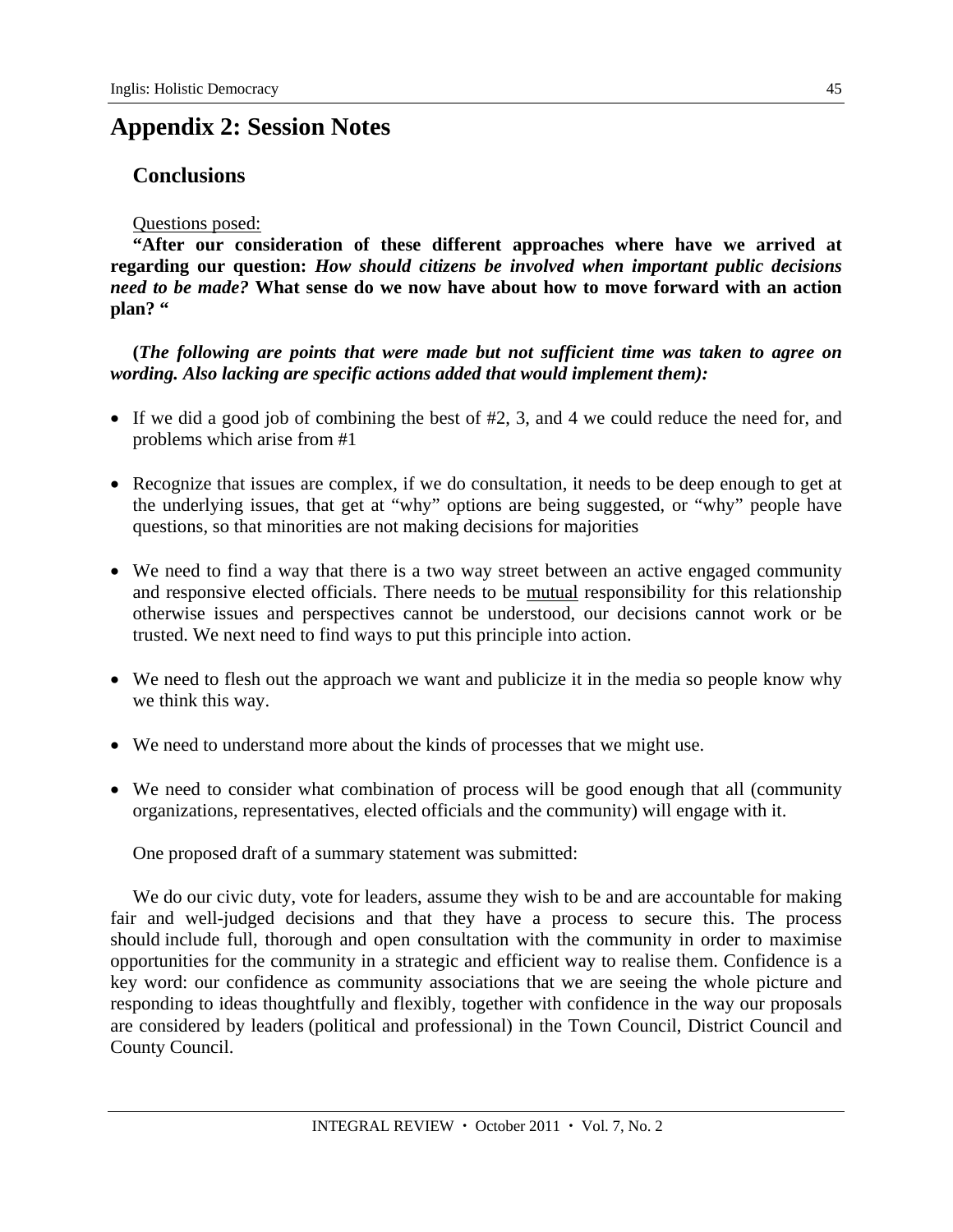# Appendix 2: Session Notes

## Conclusions

Questions posed:

**"After our consideration of these different approaches where have we arrived at regarding our question:** ***How should citizens be involved when important public decisions need to be made?*** **What sense do we now have about how to move forward with an action plan? "**

**(*The following are points that were made but not sufficient time was taken to agree on wording. Also lacking are specific actions added that would implement them):***

- If we did a good job of combining the best of #2, 3, and 4 we could reduce the need for, and problems which arise from #1
- Recognize that issues are complex, if we do consultation, it needs to be deep enough to get at the underlying issues, that get at "why" options are being suggested, or "why" people have questions, so that minorities are not making decisions for majorities
- We need to find a way that there is a two way street between an active engaged community and responsive elected officials. There needs to be <u>mutual</u> responsibility for this relationship otherwise issues and perspectives cannot be understood, our decisions cannot work or be trusted. We next need to find ways to put this principle into action.
- We need to flesh out the approach we want and publicize it in the media so people know why we think this way.
- We need to understand more about the kinds of processes that we might use.
- We need to consider what combination of process will be good enough that all (community organizations, representatives, elected officials and the community) will engage with it.

One proposed draft of a summary statement was submitted:

We do our civic duty, vote for leaders, assume they wish to be and are accountable for making fair and well-judged decisions and that they have a process to secure this. The process should include full, thorough and open consultation with the community in order to maximise opportunities for the community in a strategic and efficient way to realise them. Confidence is a key word: our confidence as community associations that we are seeing the whole picture and responding to ideas thoughtfully and flexibly, together with confidence in the way our proposals are considered by leaders (political and professional) in the Town Council, District Council and County Council.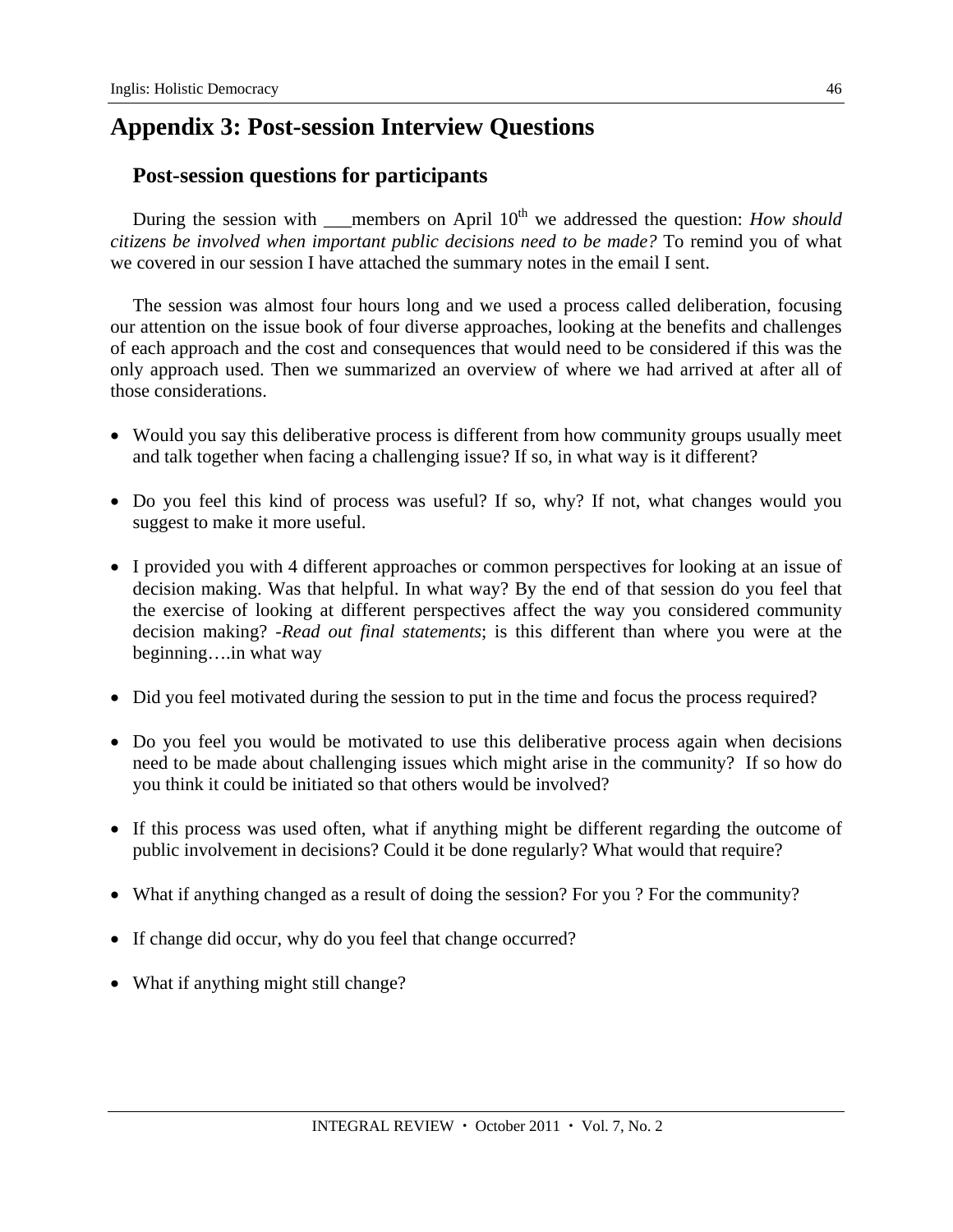# Appendix 3: Post-session Interview Questions

## Post-session questions for participants

During the session with ___members on April 10th we addressed the question: *How should citizens be involved when important public decisions need to be made?* To remind you of what we covered in our session I have attached the summary notes in the email I sent.

The session was almost four hours long and we used a process called deliberation, focusing our attention on the issue book of four diverse approaches, looking at the benefits and challenges of each approach and the cost and consequences that would need to be considered if this was the only approach used. Then we summarized an overview of where we had arrived at after all of those considerations.

- Would you say this deliberative process is different from how community groups usually meet and talk together when facing a challenging issue? If so, in what way is it different?
- Do you feel this kind of process was useful? If so, why? If not, what changes would you suggest to make it more useful.
- I provided you with 4 different approaches or common perspectives for looking at an issue of decision making. Was that helpful. In what way? By the end of that session do you feel that the exercise of looking at different perspectives affect the way you considered community decision making? -*Read out final statements*; is this different than where you were at the beginning….in what way
- Did you feel motivated during the session to put in the time and focus the process required?
- Do you feel you would be motivated to use this deliberative process again when decisions need to be made about challenging issues which might arise in the community? If so how do you think it could be initiated so that others would be involved?
- If this process was used often, what if anything might be different regarding the outcome of public involvement in decisions? Could it be done regularly? What would that require?
- What if anything changed as a result of doing the session? For you ? For the community?
- If change did occur, why do you feel that change occurred?
- What if anything might still change?